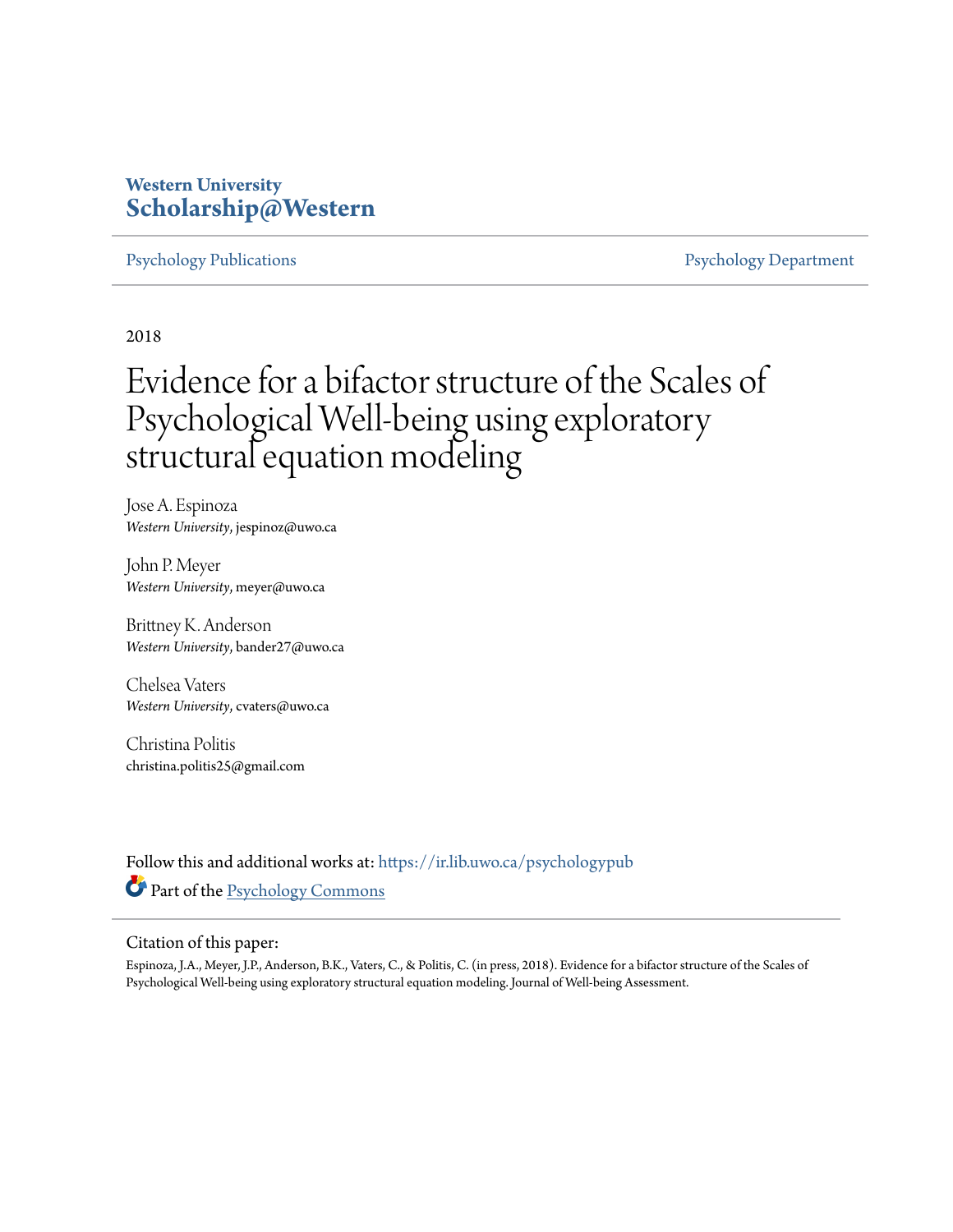Western University
**Scholarship@Western**

Psychology Publications | Psychology Department

2018

# Evidence for a bifactor structure of the Scales of Psychological Well-being using exploratory structural equation modeling

Jose A. Espinoza
*Western University*, jespinoz@uwo.ca

John P. Meyer
*Western University*, meyer@uwo.ca

Brittney K. Anderson
*Western University*, bander27@uwo.ca

Chelsea Vaters
*Western University*, cvaters@uwo.ca

Christina Politis
christina.politis25@gmail.com

Follow this and additional works at: https://ir.lib.uwo.ca/psychologypub

Part of the Psychology Commons

Citation of this paper:

Espinoza, J.A., Meyer, J.P., Anderson, B.K., Vaters, C., & Politis, C. (in press, 2018). Evidence for a bifactor structure of the Scales of Psychological Well-being using exploratory structural equation modeling. Journal of Well-being Assessment.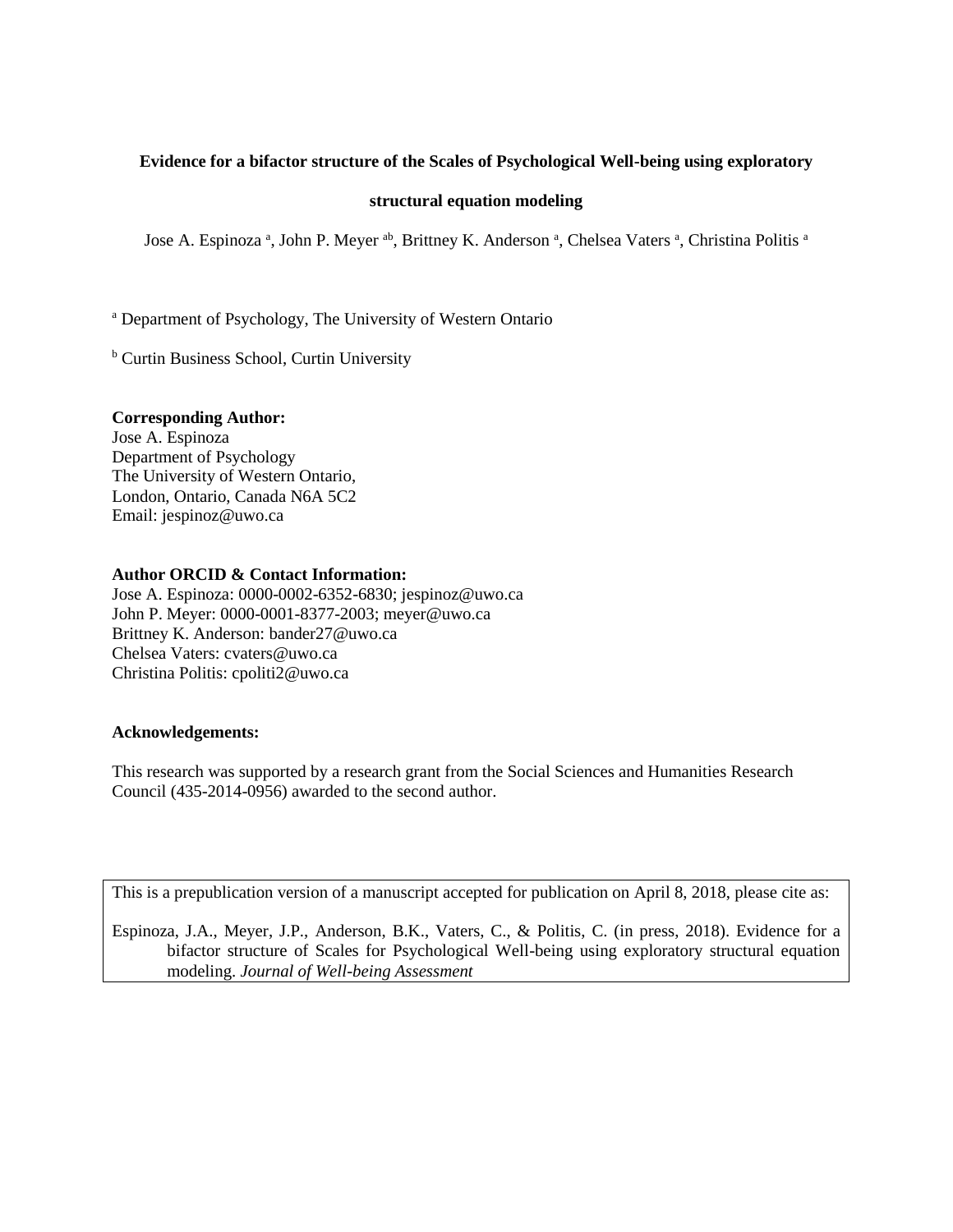**Evidence for a bifactor structure of the Scales of Psychological Well-being using exploratory structural equation modeling**

Jose A. Espinoza [a], John P. Meyer [ab], Brittney K. Anderson [a], Chelsea Vaters [a], Christina Politis [a]

[a] Department of Psychology, The University of Western Ontario

[b] Curtin Business School, Curtin University

**Corresponding Author:**
Jose A. Espinoza
Department of Psychology
The University of Western Ontario,
London, Ontario, Canada N6A 5C2
Email: jespinoz@uwo.ca

**Author ORCID & Contact Information:**
Jose A. Espinoza: 0000-0002-6352-6830; jespinoz@uwo.ca
John P. Meyer: 0000-0001-8377-2003; meyer@uwo.ca
Brittney K. Anderson: bander27@uwo.ca
Chelsea Vaters: cvaters@uwo.ca
Christina Politis: cpoliti2@uwo.ca

**Acknowledgements:**

This research was supported by a research grant from the Social Sciences and Humanities Research Council (435-2014-0956) awarded to the second author.

This is a prepublication version of a manuscript accepted for publication on April 8, 2018, please cite as:

Espinoza, J.A., Meyer, J.P., Anderson, B.K., Vaters, C., & Politis, C. (in press, 2018). Evidence for a bifactor structure of Scales for Psychological Well-being using exploratory structural equation modeling. *Journal of Well-being Assessment*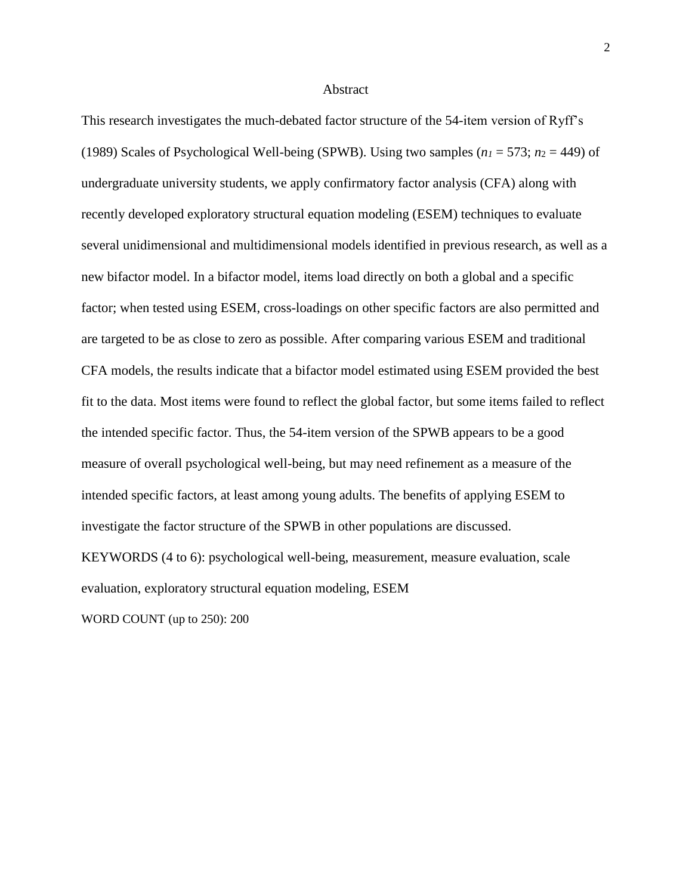# Abstract

This research investigates the much-debated factor structure of the 54-item version of Ryff's (1989) Scales of Psychological Well-being (SPWB). Using two samples ($n_1 = 573$; $n_2 = 449$) of undergraduate university students, we apply confirmatory factor analysis (CFA) along with recently developed exploratory structural equation modeling (ESEM) techniques to evaluate several unidimensional and multidimensional models identified in previous research, as well as a new bifactor model. In a bifactor model, items load directly on both a global and a specific factor; when tested using ESEM, cross-loadings on other specific factors are also permitted and are targeted to be as close to zero as possible. After comparing various ESEM and traditional CFA models, the results indicate that a bifactor model estimated using ESEM provided the best fit to the data. Most items were found to reflect the global factor, but some items failed to reflect the intended specific factor. Thus, the 54-item version of the SPWB appears to be a good measure of overall psychological well-being, but may need refinement as a measure of the intended specific factors, at least among young adults. The benefits of applying ESEM to investigate the factor structure of the SPWB in other populations are discussed.

KEYWORDS (4 to 6): psychological well-being, measurement, measure evaluation, scale evaluation, exploratory structural equation modeling, ESEM

WORD COUNT (up to 250): 200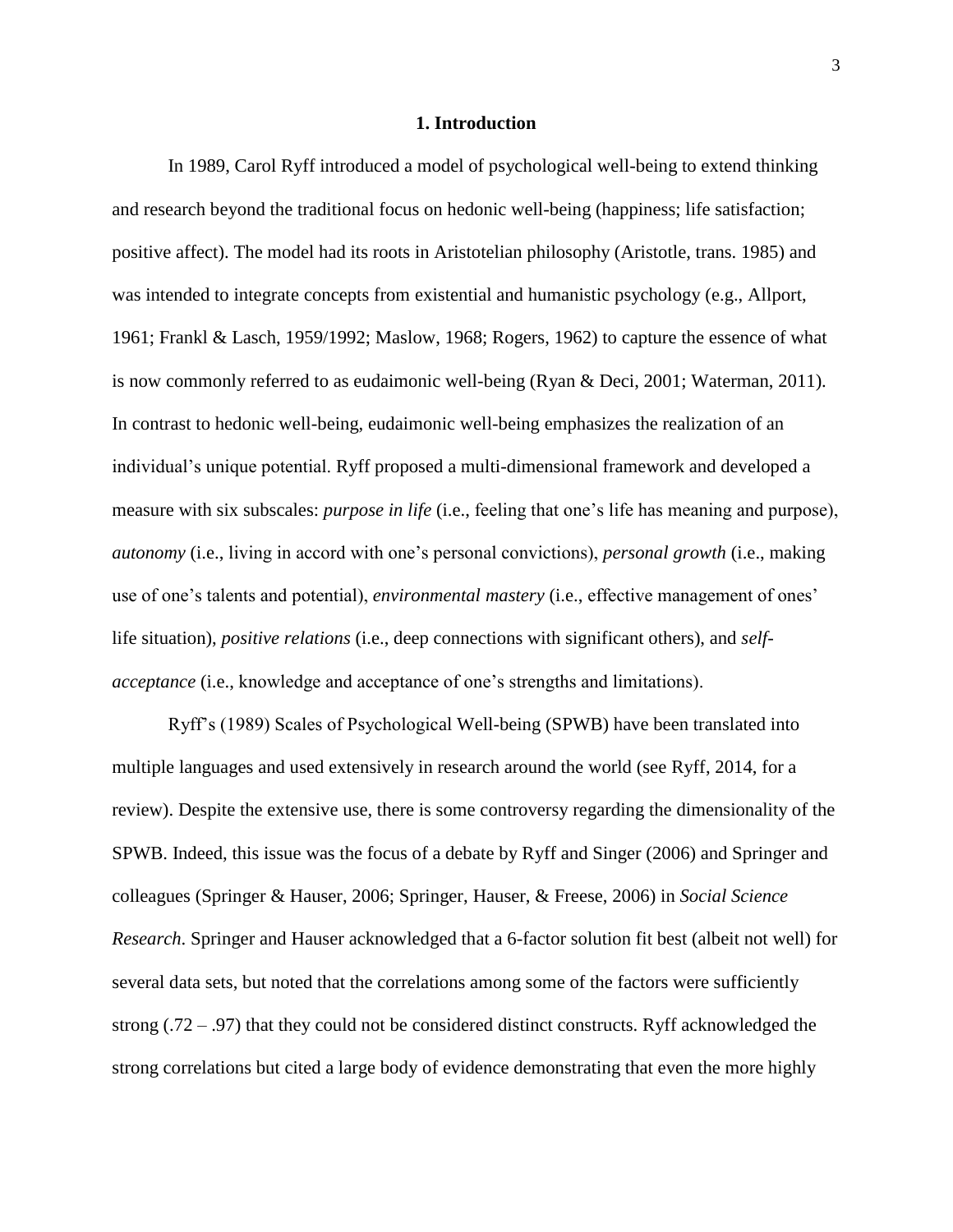## 1. Introduction

In 1989, Carol Ryff introduced a model of psychological well-being to extend thinking and research beyond the traditional focus on hedonic well-being (happiness; life satisfaction; positive affect). The model had its roots in Aristotelian philosophy (Aristotle, trans. 1985) and was intended to integrate concepts from existential and humanistic psychology (e.g., Allport, 1961; Frankl & Lasch, 1959/1992; Maslow, 1968; Rogers, 1962) to capture the essence of what is now commonly referred to as eudaimonic well-being (Ryan & Deci, 2001; Waterman, 2011). In contrast to hedonic well-being, eudaimonic well-being emphasizes the realization of an individual's unique potential. Ryff proposed a multi-dimensional framework and developed a measure with six subscales: *purpose in life* (i.e., feeling that one's life has meaning and purpose), *autonomy* (i.e., living in accord with one's personal convictions), *personal growth* (i.e., making use of one's talents and potential), *environmental mastery* (i.e., effective management of ones' life situation), *positive relations* (i.e., deep connections with significant others), and *self-acceptance* (i.e., knowledge and acceptance of one's strengths and limitations).

Ryff's (1989) Scales of Psychological Well-being (SPWB) have been translated into multiple languages and used extensively in research around the world (see Ryff, 2014, for a review). Despite the extensive use, there is some controversy regarding the dimensionality of the SPWB. Indeed, this issue was the focus of a debate by Ryff and Singer (2006) and Springer and colleagues (Springer & Hauser, 2006; Springer, Hauser, & Freese, 2006) in *Social Science Research*. Springer and Hauser acknowledged that a 6-factor solution fit best (albeit not well) for several data sets, but noted that the correlations among some of the factors were sufficiently strong (.72 – .97) that they could not be considered distinct constructs. Ryff acknowledged the strong correlations but cited a large body of evidence demonstrating that even the more highly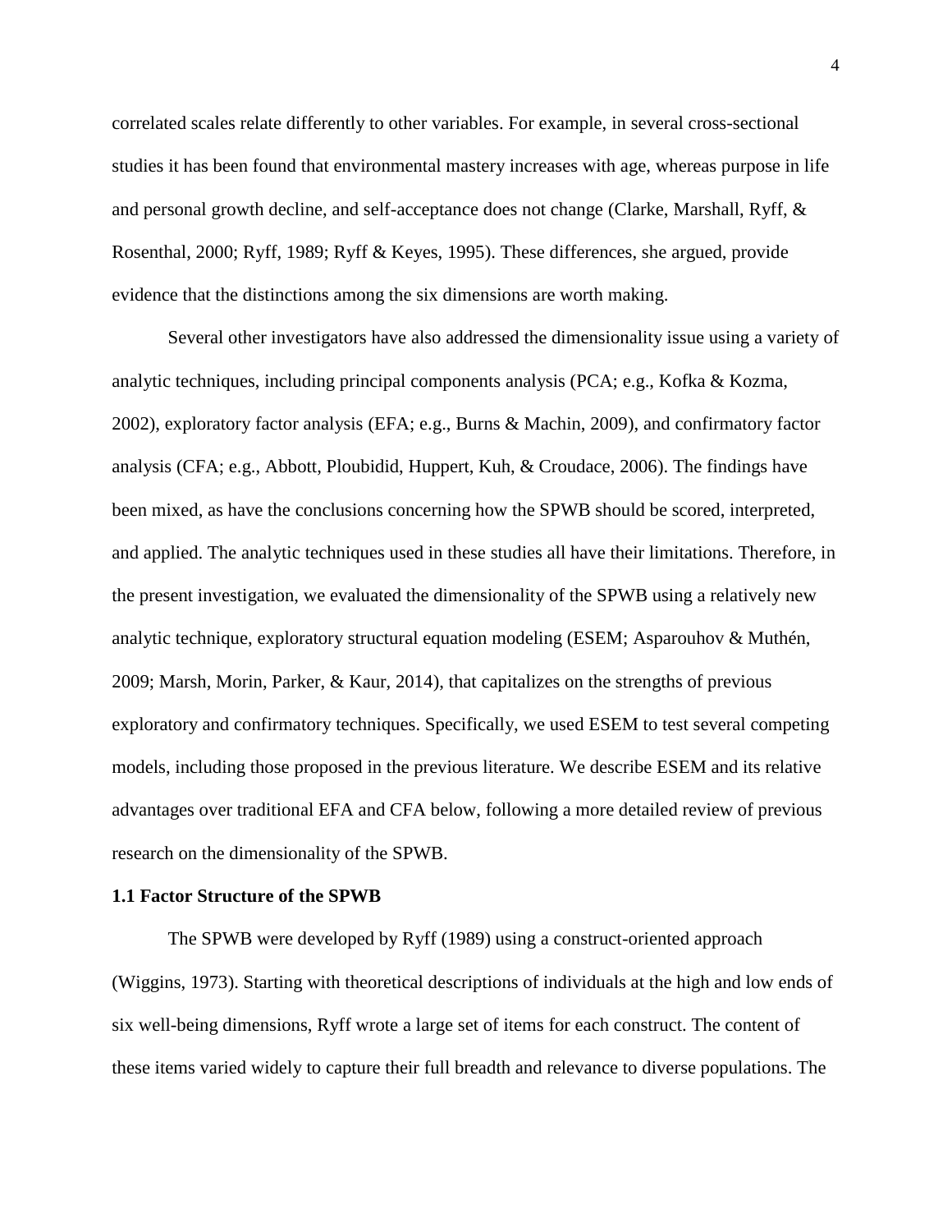correlated scales relate differently to other variables. For example, in several cross-sectional studies it has been found that environmental mastery increases with age, whereas purpose in life and personal growth decline, and self-acceptance does not change (Clarke, Marshall, Ryff, & Rosenthal, 2000; Ryff, 1989; Ryff & Keyes, 1995). These differences, she argued, provide evidence that the distinctions among the six dimensions are worth making.

Several other investigators have also addressed the dimensionality issue using a variety of analytic techniques, including principal components analysis (PCA; e.g., Kofka & Kozma, 2002), exploratory factor analysis (EFA; e.g., Burns & Machin, 2009), and confirmatory factor analysis (CFA; e.g., Abbott, Ploubidid, Huppert, Kuh, & Croudace, 2006). The findings have been mixed, as have the conclusions concerning how the SPWB should be scored, interpreted, and applied. The analytic techniques used in these studies all have their limitations. Therefore, in the present investigation, we evaluated the dimensionality of the SPWB using a relatively new analytic technique, exploratory structural equation modeling (ESEM; Asparouhov & Muthén, 2009; Marsh, Morin, Parker, & Kaur, 2014), that capitalizes on the strengths of previous exploratory and confirmatory techniques. Specifically, we used ESEM to test several competing models, including those proposed in the previous literature. We describe ESEM and its relative advantages over traditional EFA and CFA below, following a more detailed review of previous research on the dimensionality of the SPWB.

### 1.1 Factor Structure of the SPWB

The SPWB were developed by Ryff (1989) using a construct-oriented approach (Wiggins, 1973). Starting with theoretical descriptions of individuals at the high and low ends of six well-being dimensions, Ryff wrote a large set of items for each construct. The content of these items varied widely to capture their full breadth and relevance to diverse populations. The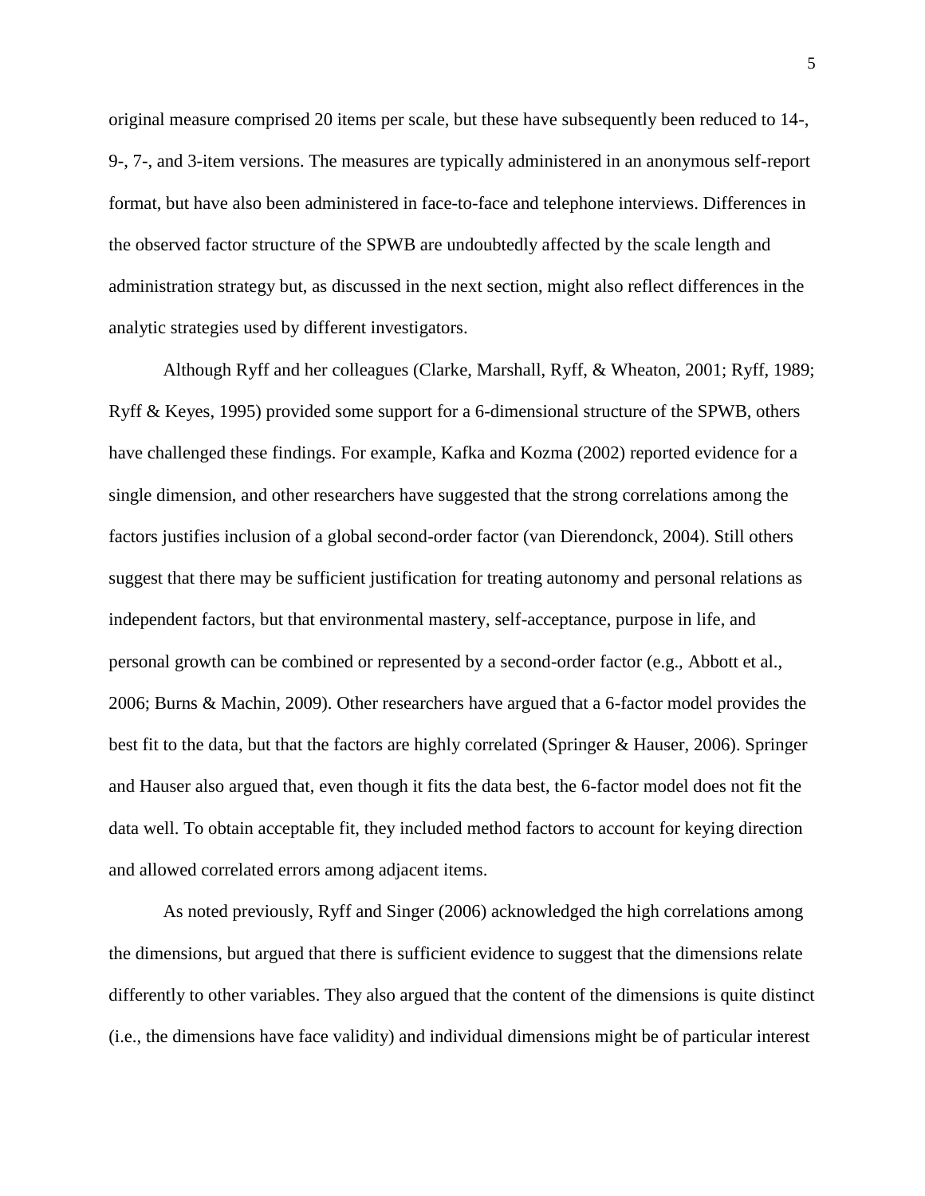original measure comprised 20 items per scale, but these have subsequently been reduced to 14-, 9-, 7-, and 3-item versions. The measures are typically administered in an anonymous self-report format, but have also been administered in face-to-face and telephone interviews. Differences in the observed factor structure of the SPWB are undoubtedly affected by the scale length and administration strategy but, as discussed in the next section, might also reflect differences in the analytic strategies used by different investigators.

Although Ryff and her colleagues (Clarke, Marshall, Ryff, & Wheaton, 2001; Ryff, 1989; Ryff & Keyes, 1995) provided some support for a 6-dimensional structure of the SPWB, others have challenged these findings. For example, Kafka and Kozma (2002) reported evidence for a single dimension, and other researchers have suggested that the strong correlations among the factors justifies inclusion of a global second-order factor (van Dierendonck, 2004). Still others suggest that there may be sufficient justification for treating autonomy and personal relations as independent factors, but that environmental mastery, self-acceptance, purpose in life, and personal growth can be combined or represented by a second-order factor (e.g., Abbott et al., 2006; Burns & Machin, 2009). Other researchers have argued that a 6-factor model provides the best fit to the data, but that the factors are highly correlated (Springer & Hauser, 2006). Springer and Hauser also argued that, even though it fits the data best, the 6-factor model does not fit the data well. To obtain acceptable fit, they included method factors to account for keying direction and allowed correlated errors among adjacent items.

As noted previously, Ryff and Singer (2006) acknowledged the high correlations among the dimensions, but argued that there is sufficient evidence to suggest that the dimensions relate differently to other variables. They also argued that the content of the dimensions is quite distinct (i.e., the dimensions have face validity) and individual dimensions might be of particular interest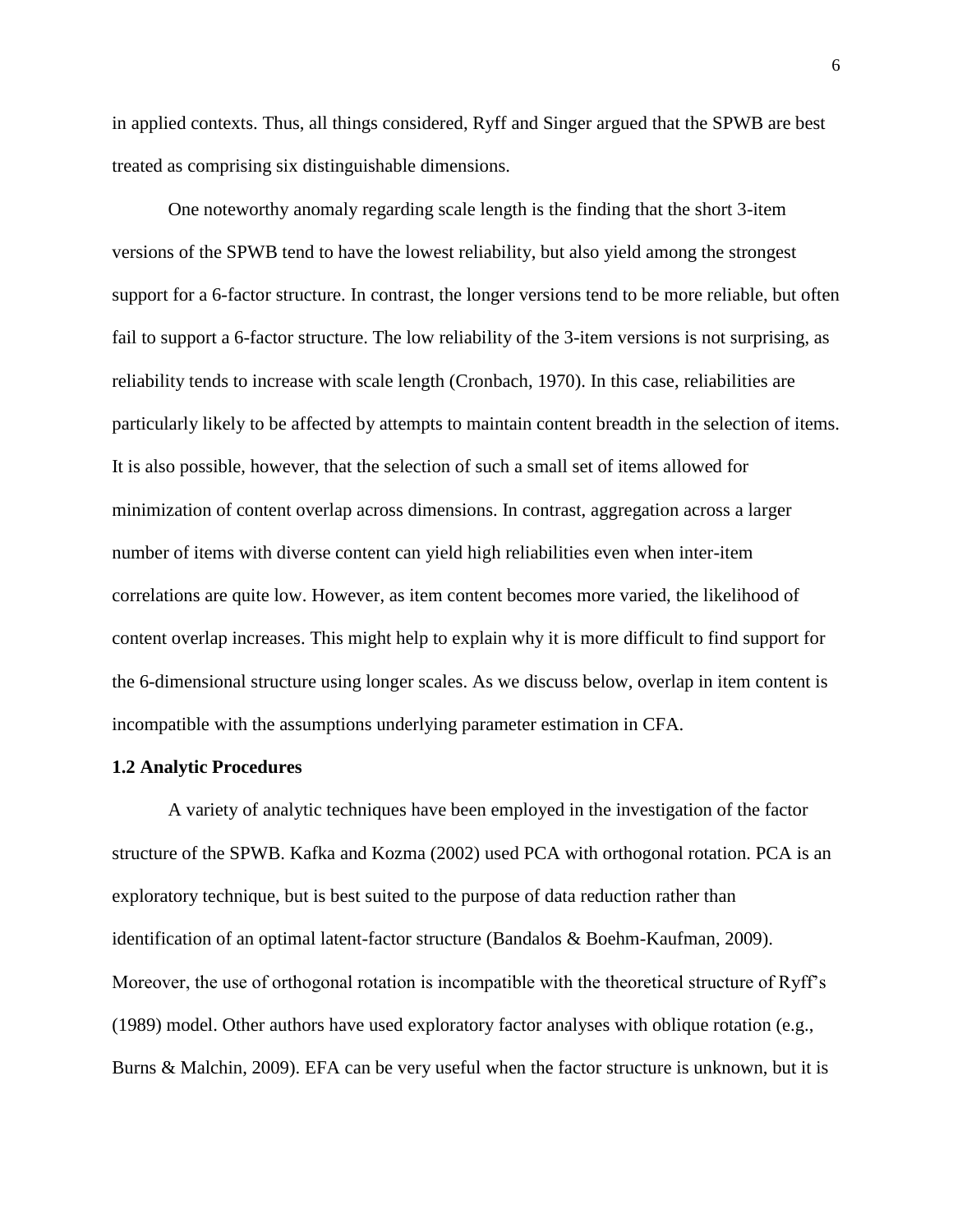in applied contexts. Thus, all things considered, Ryff and Singer argued that the SPWB are best treated as comprising six distinguishable dimensions.

One noteworthy anomaly regarding scale length is the finding that the short 3-item versions of the SPWB tend to have the lowest reliability, but also yield among the strongest support for a 6-factor structure. In contrast, the longer versions tend to be more reliable, but often fail to support a 6-factor structure. The low reliability of the 3-item versions is not surprising, as reliability tends to increase with scale length (Cronbach, 1970). In this case, reliabilities are particularly likely to be affected by attempts to maintain content breadth in the selection of items. It is also possible, however, that the selection of such a small set of items allowed for minimization of content overlap across dimensions. In contrast, aggregation across a larger number of items with diverse content can yield high reliabilities even when inter-item correlations are quite low. However, as item content becomes more varied, the likelihood of content overlap increases. This might help to explain why it is more difficult to find support for the 6-dimensional structure using longer scales. As we discuss below, overlap in item content is incompatible with the assumptions underlying parameter estimation in CFA.

### 1.2 Analytic Procedures

A variety of analytic techniques have been employed in the investigation of the factor structure of the SPWB. Kafka and Kozma (2002) used PCA with orthogonal rotation. PCA is an exploratory technique, but is best suited to the purpose of data reduction rather than identification of an optimal latent-factor structure (Bandalos & Boehm-Kaufman, 2009). Moreover, the use of orthogonal rotation is incompatible with the theoretical structure of Ryff's (1989) model. Other authors have used exploratory factor analyses with oblique rotation (e.g., Burns & Malchin, 2009). EFA can be very useful when the factor structure is unknown, but it is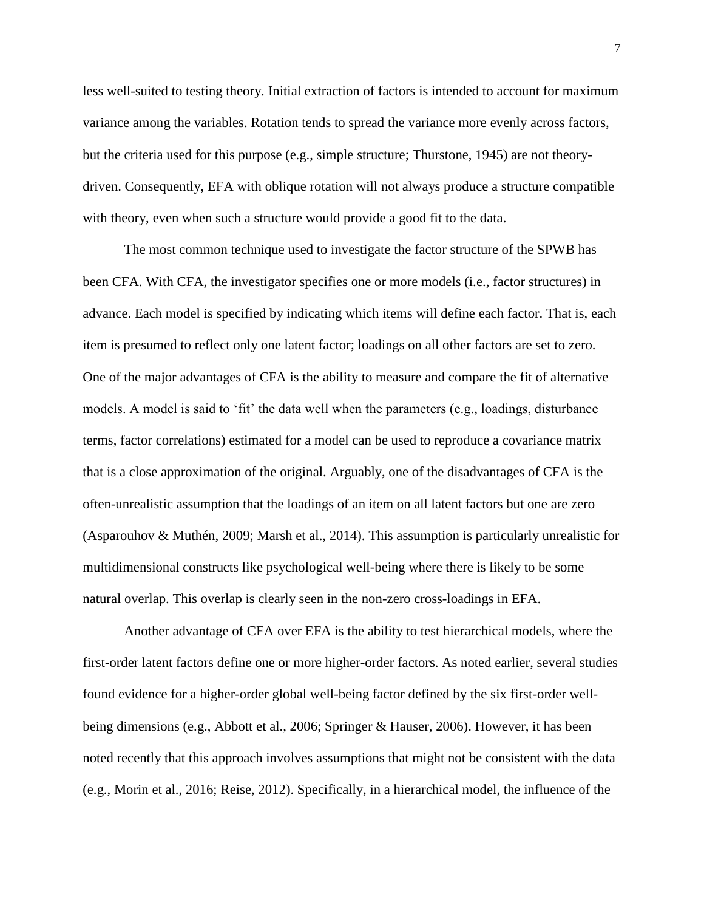less well-suited to testing theory. Initial extraction of factors is intended to account for maximum variance among the variables. Rotation tends to spread the variance more evenly across factors, but the criteria used for this purpose (e.g., simple structure; Thurstone, 1945) are not theory-driven. Consequently, EFA with oblique rotation will not always produce a structure compatible with theory, even when such a structure would provide a good fit to the data.

The most common technique used to investigate the factor structure of the SPWB has been CFA. With CFA, the investigator specifies one or more models (i.e., factor structures) in advance. Each model is specified by indicating which items will define each factor. That is, each item is presumed to reflect only one latent factor; loadings on all other factors are set to zero. One of the major advantages of CFA is the ability to measure and compare the fit of alternative models. A model is said to 'fit' the data well when the parameters (e.g., loadings, disturbance terms, factor correlations) estimated for a model can be used to reproduce a covariance matrix that is a close approximation of the original. Arguably, one of the disadvantages of CFA is the often-unrealistic assumption that the loadings of an item on all latent factors but one are zero (Asparouhov & Muthén, 2009; Marsh et al., 2014). This assumption is particularly unrealistic for multidimensional constructs like psychological well-being where there is likely to be some natural overlap. This overlap is clearly seen in the non-zero cross-loadings in EFA.

Another advantage of CFA over EFA is the ability to test hierarchical models, where the first-order latent factors define one or more higher-order factors. As noted earlier, several studies found evidence for a higher-order global well-being factor defined by the six first-order well-being dimensions (e.g., Abbott et al., 2006; Springer & Hauser, 2006). However, it has been noted recently that this approach involves assumptions that might not be consistent with the data (e.g., Morin et al., 2016; Reise, 2012). Specifically, in a hierarchical model, the influence of the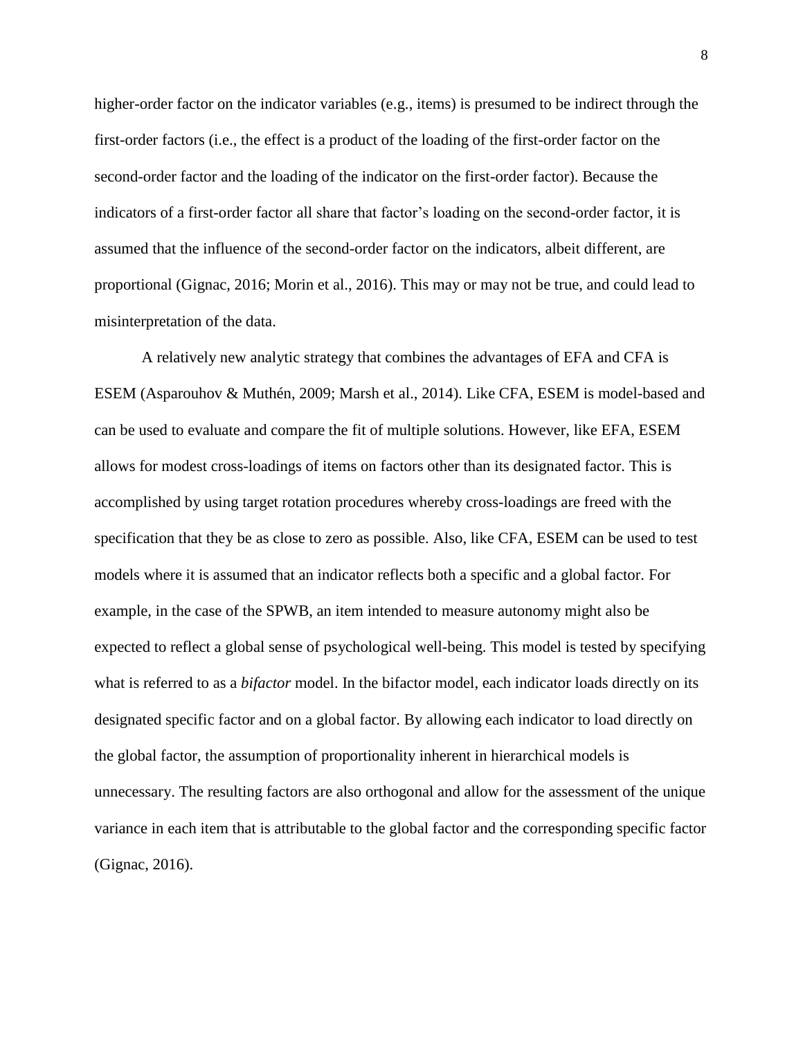higher-order factor on the indicator variables (e.g., items) is presumed to be indirect through the first-order factors (i.e., the effect is a product of the loading of the first-order factor on the second-order factor and the loading of the indicator on the first-order factor). Because the indicators of a first-order factor all share that factor's loading on the second-order factor, it is assumed that the influence of the second-order factor on the indicators, albeit different, are proportional (Gignac, 2016; Morin et al., 2016). This may or may not be true, and could lead to misinterpretation of the data.

A relatively new analytic strategy that combines the advantages of EFA and CFA is ESEM (Asparouhov & Muthén, 2009; Marsh et al., 2014). Like CFA, ESEM is model-based and can be used to evaluate and compare the fit of multiple solutions. However, like EFA, ESEM allows for modest cross-loadings of items on factors other than its designated factor. This is accomplished by using target rotation procedures whereby cross-loadings are freed with the specification that they be as close to zero as possible. Also, like CFA, ESEM can be used to test models where it is assumed that an indicator reflects both a specific and a global factor. For example, in the case of the SPWB, an item intended to measure autonomy might also be expected to reflect a global sense of psychological well-being. This model is tested by specifying what is referred to as a *bifactor* model. In the bifactor model, each indicator loads directly on its designated specific factor and on a global factor. By allowing each indicator to load directly on the global factor, the assumption of proportionality inherent in hierarchical models is unnecessary. The resulting factors are also orthogonal and allow for the assessment of the unique variance in each item that is attributable to the global factor and the corresponding specific factor (Gignac, 2016).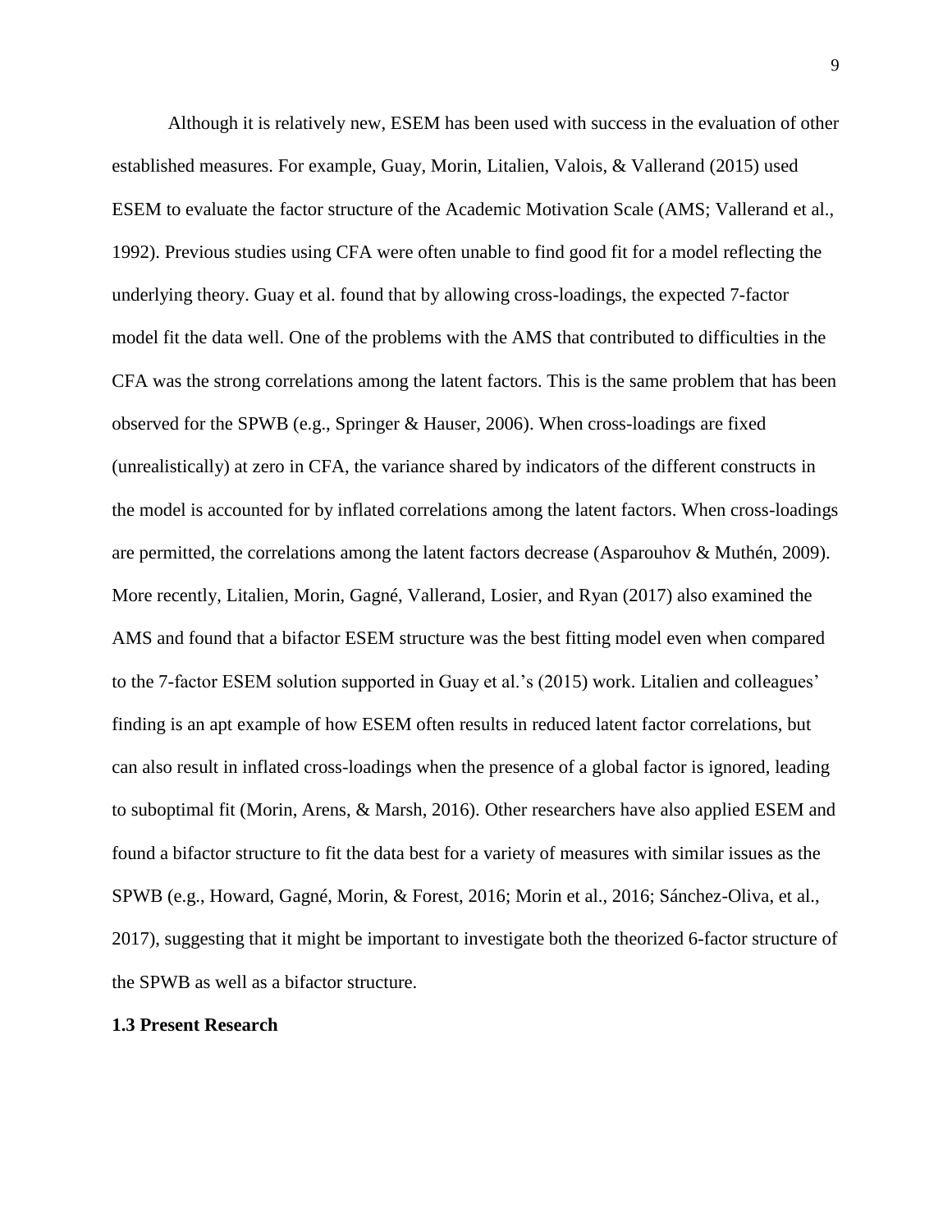Although it is relatively new, ESEM has been used with success in the evaluation of other established measures. For example, Guay, Morin, Litalien, Valois, & Vallerand (2015) used ESEM to evaluate the factor structure of the Academic Motivation Scale (AMS; Vallerand et al., 1992). Previous studies using CFA were often unable to find good fit for a model reflecting the underlying theory. Guay et al. found that by allowing cross-loadings, the expected 7-factor model fit the data well. One of the problems with the AMS that contributed to difficulties in the CFA was the strong correlations among the latent factors. This is the same problem that has been observed for the SPWB (e.g., Springer & Hauser, 2006). When cross-loadings are fixed (unrealistically) at zero in CFA, the variance shared by indicators of the different constructs in the model is accounted for by inflated correlations among the latent factors. When cross-loadings are permitted, the correlations among the latent factors decrease (Asparouhov & Muthén, 2009). More recently, Litalien, Morin, Gagné, Vallerand, Losier, and Ryan (2017) also examined the AMS and found that a bifactor ESEM structure was the best fitting model even when compared to the 7-factor ESEM solution supported in Guay et al.'s (2015) work. Litalien and colleagues' finding is an apt example of how ESEM often results in reduced latent factor correlations, but can also result in inflated cross-loadings when the presence of a global factor is ignored, leading to suboptimal fit (Morin, Arens, & Marsh, 2016). Other researchers have also applied ESEM and found a bifactor structure to fit the data best for a variety of measures with similar issues as the SPWB (e.g., Howard, Gagné, Morin, & Forest, 2016; Morin et al., 2016; Sánchez-Oliva, et al., 2017), suggesting that it might be important to investigate both the theorized 6-factor structure of the SPWB as well as a bifactor structure.

### 1.3 Present Research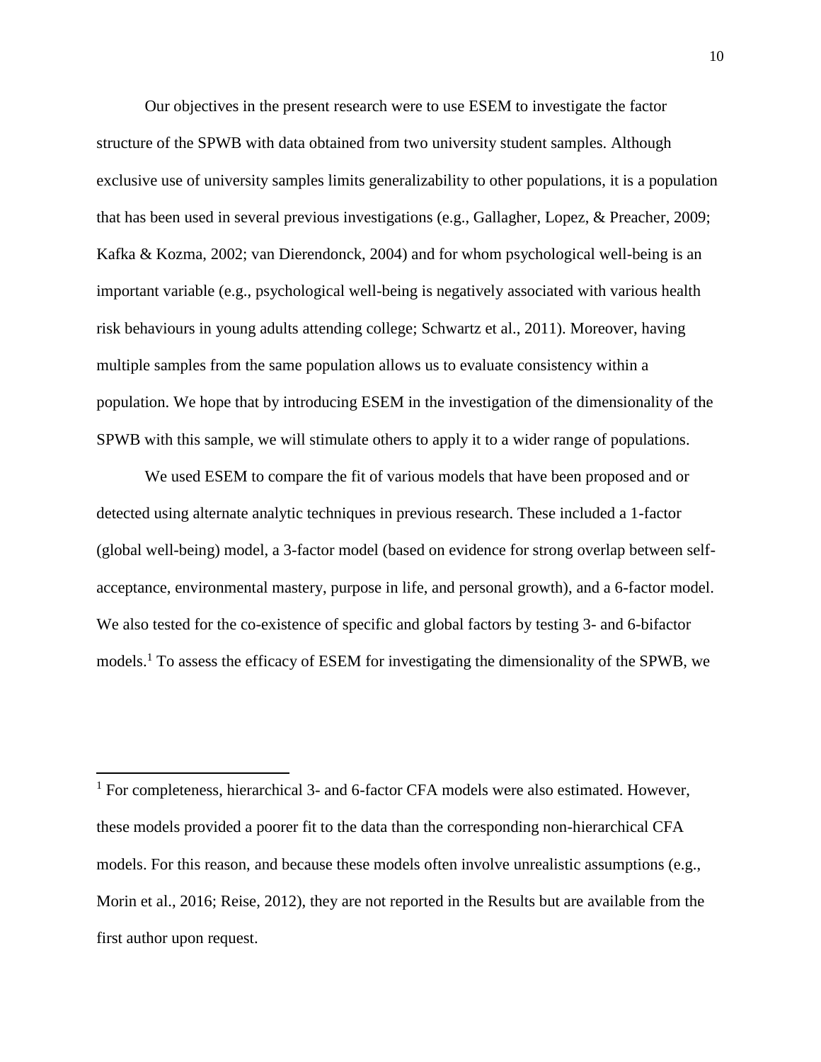Our objectives in the present research were to use ESEM to investigate the factor structure of the SPWB with data obtained from two university student samples. Although exclusive use of university samples limits generalizability to other populations, it is a population that has been used in several previous investigations (e.g., Gallagher, Lopez, & Preacher, 2009; Kafka & Kozma, 2002; van Dierendonck, 2004) and for whom psychological well-being is an important variable (e.g., psychological well-being is negatively associated with various health risk behaviours in young adults attending college; Schwartz et al., 2011). Moreover, having multiple samples from the same population allows us to evaluate consistency within a population. We hope that by introducing ESEM in the investigation of the dimensionality of the SPWB with this sample, we will stimulate others to apply it to a wider range of populations.

We used ESEM to compare the fit of various models that have been proposed and or detected using alternate analytic techniques in previous research. These included a 1-factor (global well-being) model, a 3-factor model (based on evidence for strong overlap between self-acceptance, environmental mastery, purpose in life, and personal growth), and a 6-factor model. We also tested for the co-existence of specific and global factors by testing 3- and 6-bifactor models.[1] To assess the efficacy of ESEM for investigating the dimensionality of the SPWB, we

[1] For completeness, hierarchical 3- and 6-factor CFA models were also estimated. However, these models provided a poorer fit to the data than the corresponding non-hierarchical CFA models. For this reason, and because these models often involve unrealistic assumptions (e.g., Morin et al., 2016; Reise, 2012), they are not reported in the Results but are available from the first author upon request.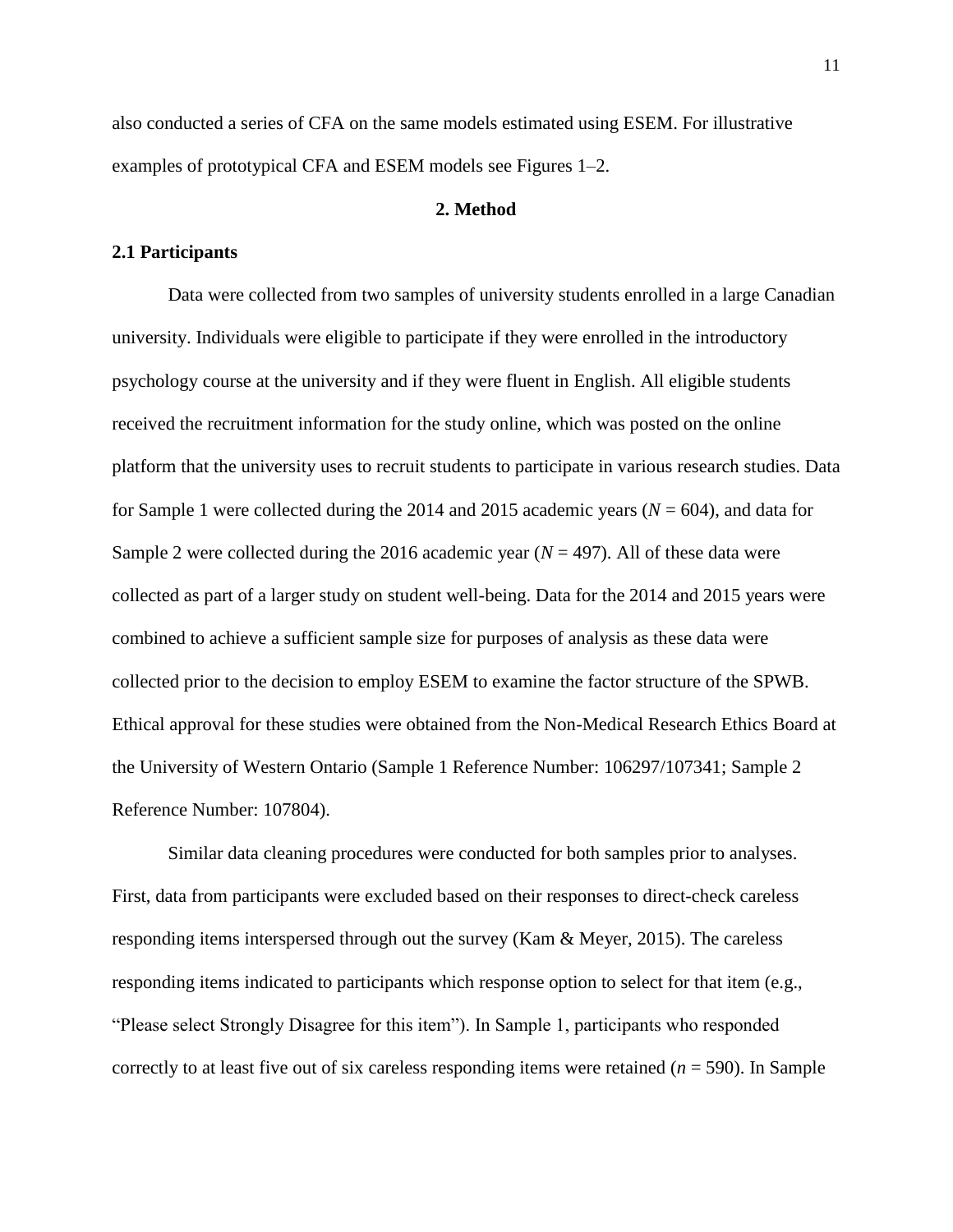also conducted a series of CFA on the same models estimated using ESEM. For illustrative examples of prototypical CFA and ESEM models see Figures 1–2.

## 2. Method

### 2.1 Participants

Data were collected from two samples of university students enrolled in a large Canadian university. Individuals were eligible to participate if they were enrolled in the introductory psychology course at the university and if they were fluent in English. All eligible students received the recruitment information for the study online, which was posted on the online platform that the university uses to recruit students to participate in various research studies. Data for Sample 1 were collected during the 2014 and 2015 academic years ($N$ = 604), and data for Sample 2 were collected during the 2016 academic year ($N$ = 497). All of these data were collected as part of a larger study on student well-being. Data for the 2014 and 2015 years were combined to achieve a sufficient sample size for purposes of analysis as these data were collected prior to the decision to employ ESEM to examine the factor structure of the SPWB. Ethical approval for these studies were obtained from the Non-Medical Research Ethics Board at the University of Western Ontario (Sample 1 Reference Number: 106297/107341; Sample 2 Reference Number: 107804).

Similar data cleaning procedures were conducted for both samples prior to analyses. First, data from participants were excluded based on their responses to direct-check careless responding items interspersed through out the survey (Kam & Meyer, 2015). The careless responding items indicated to participants which response option to select for that item (e.g., "Please select Strongly Disagree for this item"). In Sample 1, participants who responded correctly to at least five out of six careless responding items were retained ($n$ = 590). In Sample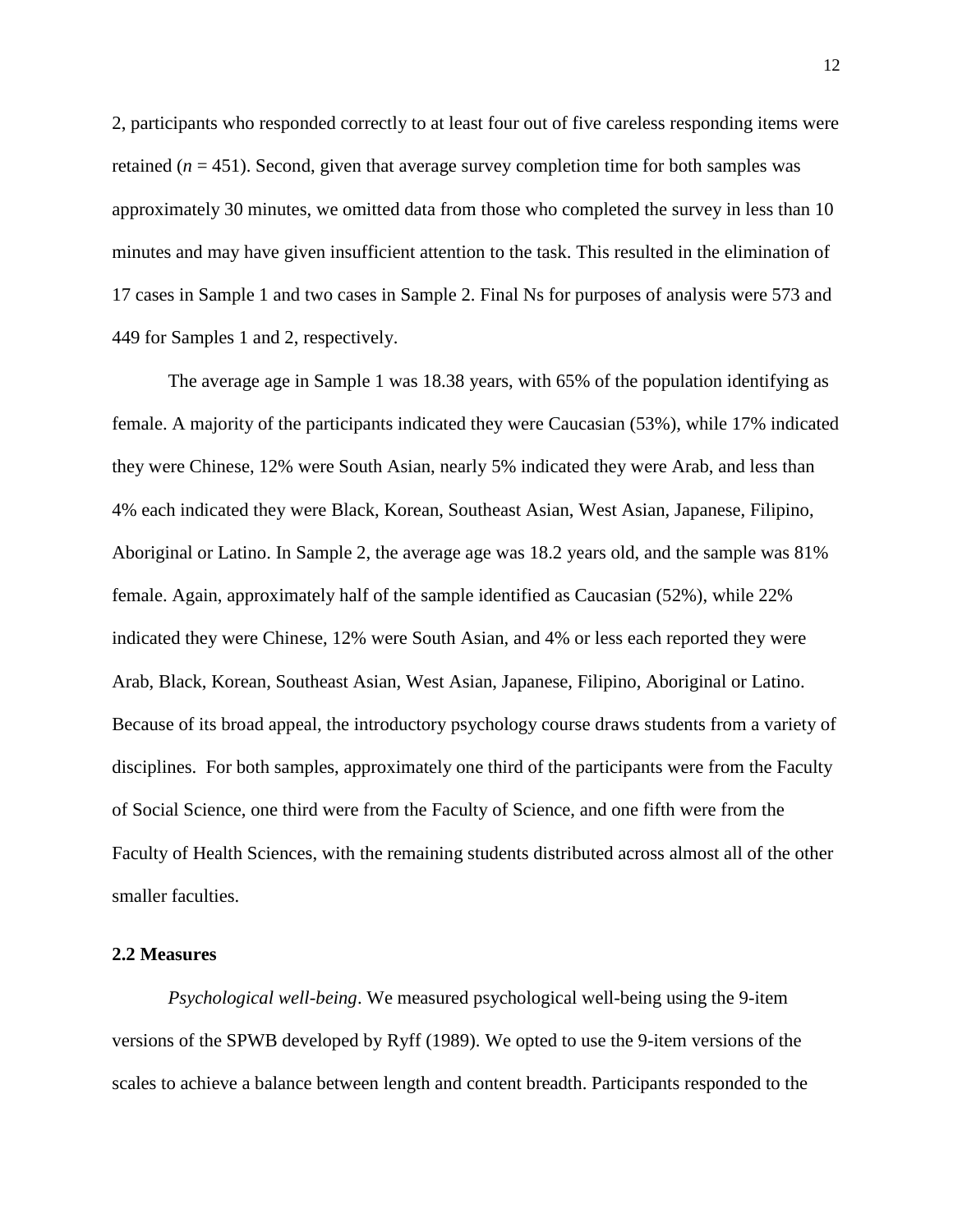2, participants who responded correctly to at least four out of five careless responding items were retained ($n$ = 451). Second, given that average survey completion time for both samples was approximately 30 minutes, we omitted data from those who completed the survey in less than 10 minutes and may have given insufficient attention to the task. This resulted in the elimination of 17 cases in Sample 1 and two cases in Sample 2. Final Ns for purposes of analysis were 573 and 449 for Samples 1 and 2, respectively.

The average age in Sample 1 was 18.38 years, with 65% of the population identifying as female. A majority of the participants indicated they were Caucasian (53%), while 17% indicated they were Chinese, 12% were South Asian, nearly 5% indicated they were Arab, and less than 4% each indicated they were Black, Korean, Southeast Asian, West Asian, Japanese, Filipino, Aboriginal or Latino. In Sample 2, the average age was 18.2 years old, and the sample was 81% female. Again, approximately half of the sample identified as Caucasian (52%), while 22% indicated they were Chinese, 12% were South Asian, and 4% or less each reported they were Arab, Black, Korean, Southeast Asian, West Asian, Japanese, Filipino, Aboriginal or Latino. Because of its broad appeal, the introductory psychology course draws students from a variety of disciplines. For both samples, approximately one third of the participants were from the Faculty of Social Science, one third were from the Faculty of Science, and one fifth were from the Faculty of Health Sciences, with the remaining students distributed across almost all of the other smaller faculties.

## 2.2 Measures

*Psychological well-being*. We measured psychological well-being using the 9-item versions of the SPWB developed by Ryff (1989). We opted to use the 9-item versions of the scales to achieve a balance between length and content breadth. Participants responded to the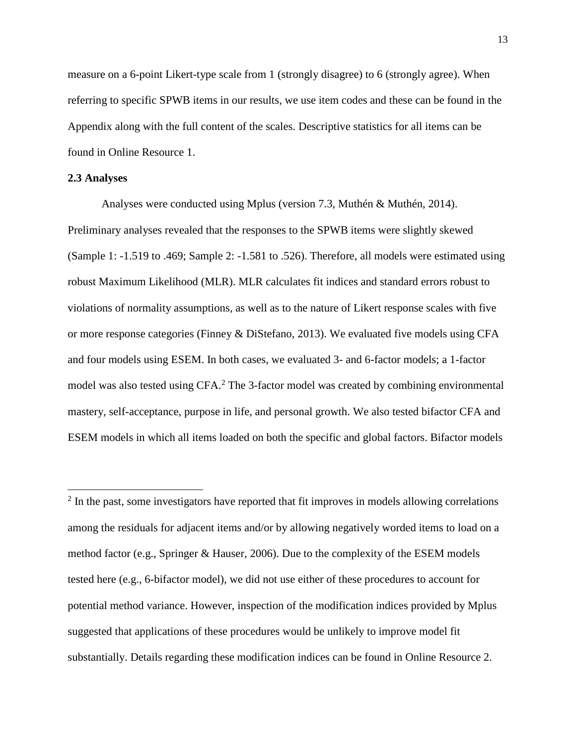measure on a 6-point Likert-type scale from 1 (strongly disagree) to 6 (strongly agree). When referring to specific SPWB items in our results, we use item codes and these can be found in the Appendix along with the full content of the scales. Descriptive statistics for all items can be found in Online Resource 1.

### 2.3 Analyses

Analyses were conducted using Mplus (version 7.3, Muthén & Muthén, 2014). Preliminary analyses revealed that the responses to the SPWB items were slightly skewed (Sample 1: -1.519 to .469; Sample 2: -1.581 to .526). Therefore, all models were estimated using robust Maximum Likelihood (MLR). MLR calculates fit indices and standard errors robust to violations of normality assumptions, as well as to the nature of Likert response scales with five or more response categories (Finney & DiStefano, 2013). We evaluated five models using CFA and four models using ESEM. In both cases, we evaluated 3- and 6-factor models; a 1-factor model was also tested using CFA.[2] The 3-factor model was created by combining environmental mastery, self-acceptance, purpose in life, and personal growth. We also tested bifactor CFA and ESEM models in which all items loaded on both the specific and global factors. Bifactor models

---

[2] In the past, some investigators have reported that fit improves in models allowing correlations among the residuals for adjacent items and/or by allowing negatively worded items to load on a method factor (e.g., Springer & Hauser, 2006). Due to the complexity of the ESEM models tested here (e.g., 6-bifactor model), we did not use either of these procedures to account for potential method variance. However, inspection of the modification indices provided by Mplus suggested that applications of these procedures would be unlikely to improve model fit substantially. Details regarding these modification indices can be found in Online Resource 2.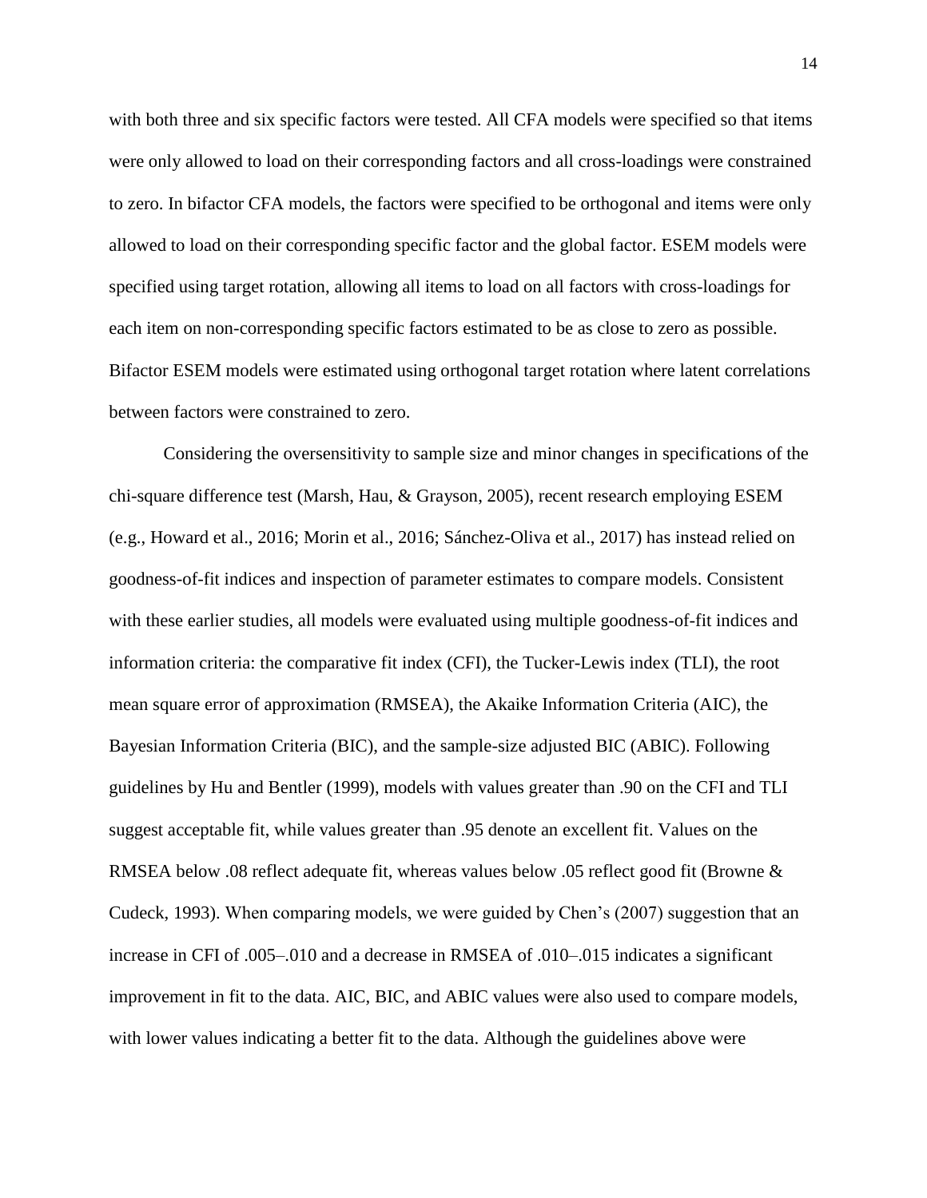with both three and six specific factors were tested. All CFA models were specified so that items were only allowed to load on their corresponding factors and all cross-loadings were constrained to zero. In bifactor CFA models, the factors were specified to be orthogonal and items were only allowed to load on their corresponding specific factor and the global factor. ESEM models were specified using target rotation, allowing all items to load on all factors with cross-loadings for each item on non-corresponding specific factors estimated to be as close to zero as possible. Bifactor ESEM models were estimated using orthogonal target rotation where latent correlations between factors were constrained to zero.

Considering the oversensitivity to sample size and minor changes in specifications of the chi-square difference test (Marsh, Hau, & Grayson, 2005), recent research employing ESEM (e.g., Howard et al., 2016; Morin et al., 2016; Sánchez-Oliva et al., 2017) has instead relied on goodness-of-fit indices and inspection of parameter estimates to compare models. Consistent with these earlier studies, all models were evaluated using multiple goodness-of-fit indices and information criteria: the comparative fit index (CFI), the Tucker-Lewis index (TLI), the root mean square error of approximation (RMSEA), the Akaike Information Criteria (AIC), the Bayesian Information Criteria (BIC), and the sample-size adjusted BIC (ABIC). Following guidelines by Hu and Bentler (1999), models with values greater than .90 on the CFI and TLI suggest acceptable fit, while values greater than .95 denote an excellent fit. Values on the RMSEA below .08 reflect adequate fit, whereas values below .05 reflect good fit (Browne & Cudeck, 1993). When comparing models, we were guided by Chen's (2007) suggestion that an increase in CFI of .005–.010 and a decrease in RMSEA of .010–.015 indicates a significant improvement in fit to the data. AIC, BIC, and ABIC values were also used to compare models, with lower values indicating a better fit to the data. Although the guidelines above were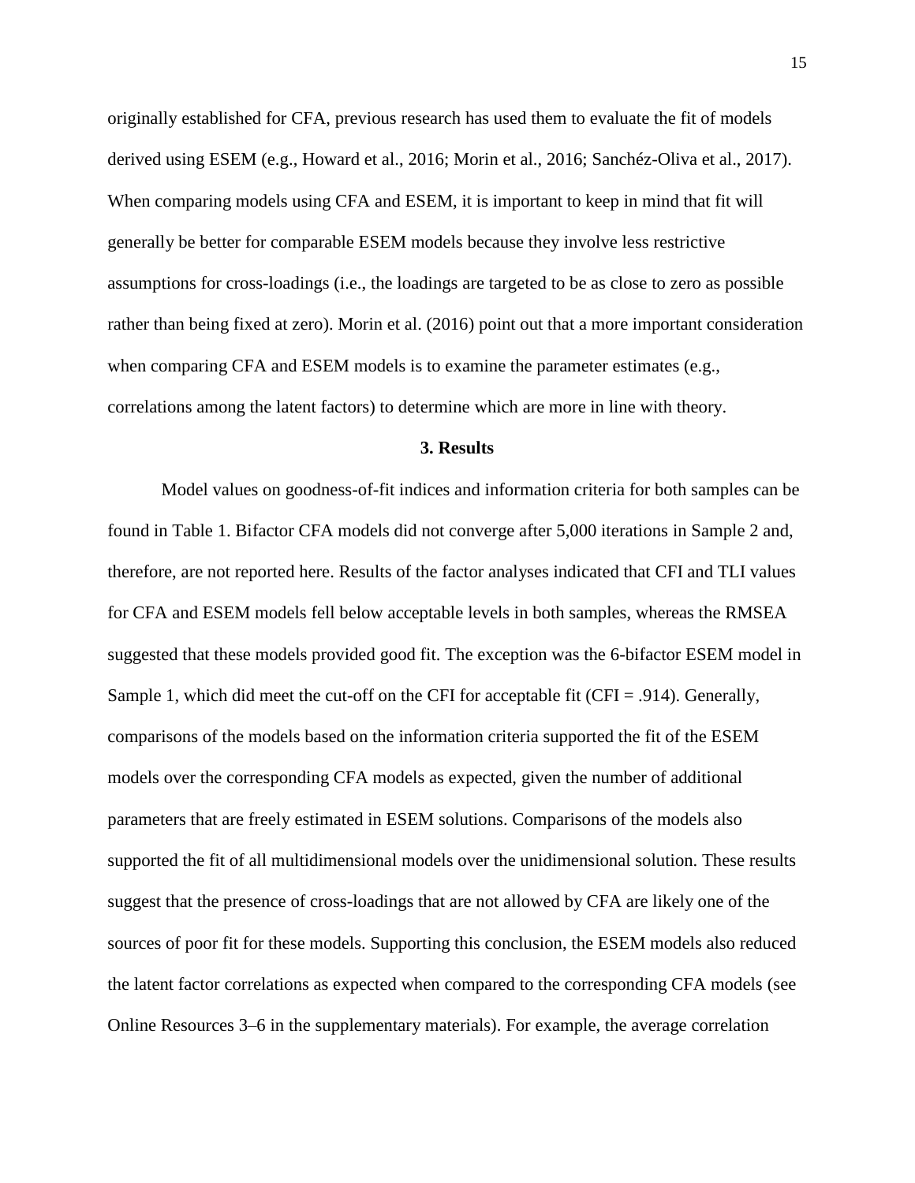originally established for CFA, previous research has used them to evaluate the fit of models derived using ESEM (e.g., Howard et al., 2016; Morin et al., 2016; Sanchéz-Oliva et al., 2017). When comparing models using CFA and ESEM, it is important to keep in mind that fit will generally be better for comparable ESEM models because they involve less restrictive assumptions for cross-loadings (i.e., the loadings are targeted to be as close to zero as possible rather than being fixed at zero). Morin et al. (2016) point out that a more important consideration when comparing CFA and ESEM models is to examine the parameter estimates (e.g., correlations among the latent factors) to determine which are more in line with theory.

## 3. Results

Model values on goodness-of-fit indices and information criteria for both samples can be found in Table 1. Bifactor CFA models did not converge after 5,000 iterations in Sample 2 and, therefore, are not reported here. Results of the factor analyses indicated that CFI and TLI values for CFA and ESEM models fell below acceptable levels in both samples, whereas the RMSEA suggested that these models provided good fit. The exception was the 6-bifactor ESEM model in Sample 1, which did meet the cut-off on the CFI for acceptable fit (CFI = .914). Generally, comparisons of the models based on the information criteria supported the fit of the ESEM models over the corresponding CFA models as expected, given the number of additional parameters that are freely estimated in ESEM solutions. Comparisons of the models also supported the fit of all multidimensional models over the unidimensional solution. These results suggest that the presence of cross-loadings that are not allowed by CFA are likely one of the sources of poor fit for these models. Supporting this conclusion, the ESEM models also reduced the latent factor correlations as expected when compared to the corresponding CFA models (see Online Resources 3–6 in the supplementary materials). For example, the average correlation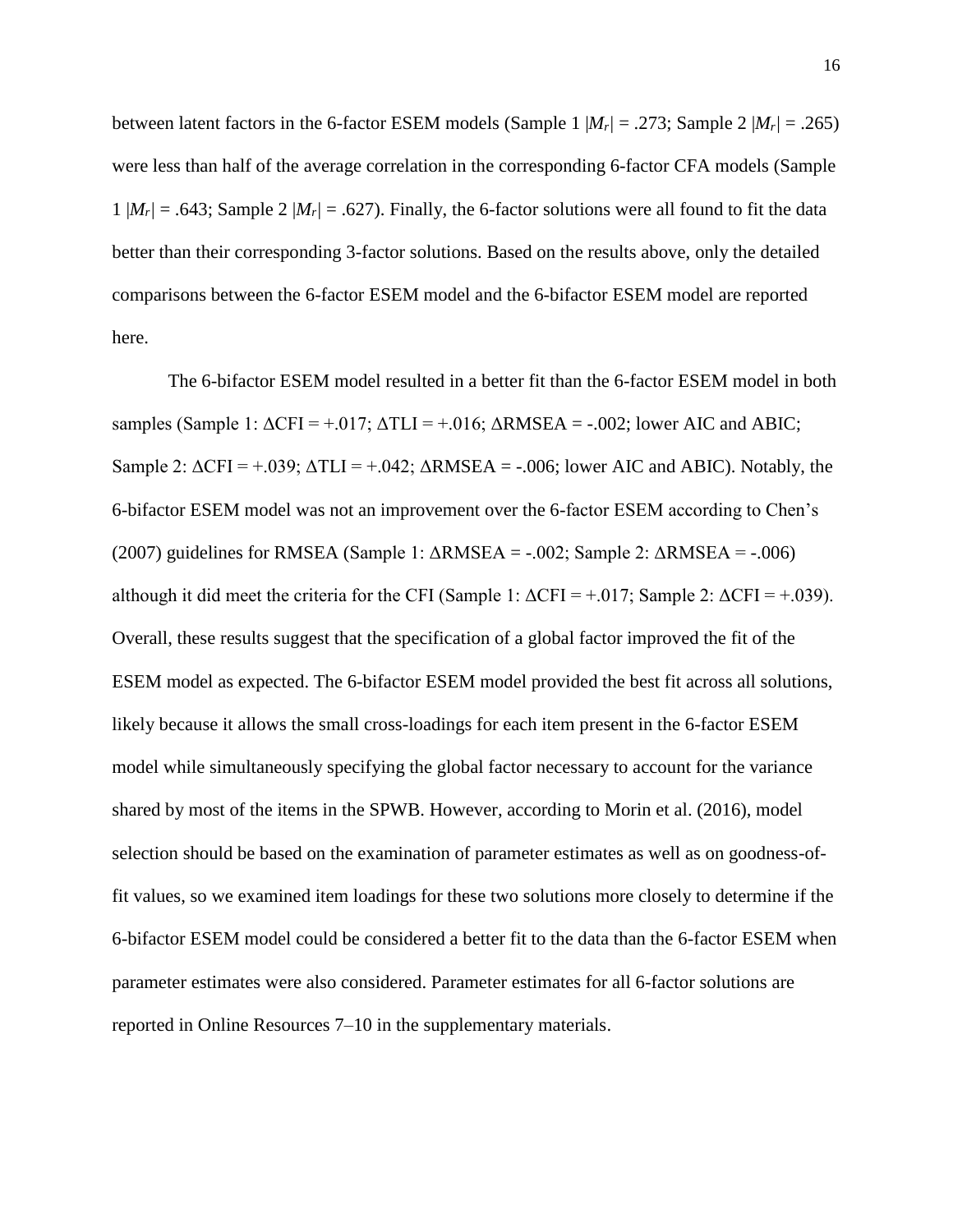between latent factors in the 6-factor ESEM models (Sample 1 $|M_r| = .273$; Sample 2 $|M_r| = .265$) were less than half of the average correlation in the corresponding 6-factor CFA models (Sample 1 $|M_r| = .643$; Sample 2 $|M_r| = .627$). Finally, the 6-factor solutions were all found to fit the data better than their corresponding 3-factor solutions. Based on the results above, only the detailed comparisons between the 6-factor ESEM model and the 6-bifactor ESEM model are reported here.

The 6-bifactor ESEM model resulted in a better fit than the 6-factor ESEM model in both samples (Sample 1: $\Delta$CFI = +.017; $\Delta$TLI = +.016; $\Delta$RMSEA = -.002; lower AIC and ABIC; Sample 2: $\Delta$CFI = +.039; $\Delta$TLI = +.042; $\Delta$RMSEA = -.006; lower AIC and ABIC). Notably, the 6-bifactor ESEM model was not an improvement over the 6-factor ESEM according to Chen's (2007) guidelines for RMSEA (Sample 1: $\Delta$RMSEA = -.002; Sample 2: $\Delta$RMSEA = -.006) although it did meet the criteria for the CFI (Sample 1: $\Delta$CFI = +.017; Sample 2: $\Delta$CFI = +.039). Overall, these results suggest that the specification of a global factor improved the fit of the ESEM model as expected. The 6-bifactor ESEM model provided the best fit across all solutions, likely because it allows the small cross-loadings for each item present in the 6-factor ESEM model while simultaneously specifying the global factor necessary to account for the variance shared by most of the items in the SPWB. However, according to Morin et al. (2016), model selection should be based on the examination of parameter estimates as well as on goodness-of-fit values, so we examined item loadings for these two solutions more closely to determine if the 6-bifactor ESEM model could be considered a better fit to the data than the 6-factor ESEM when parameter estimates were also considered. Parameter estimates for all 6-factor solutions are reported in Online Resources 7–10 in the supplementary materials.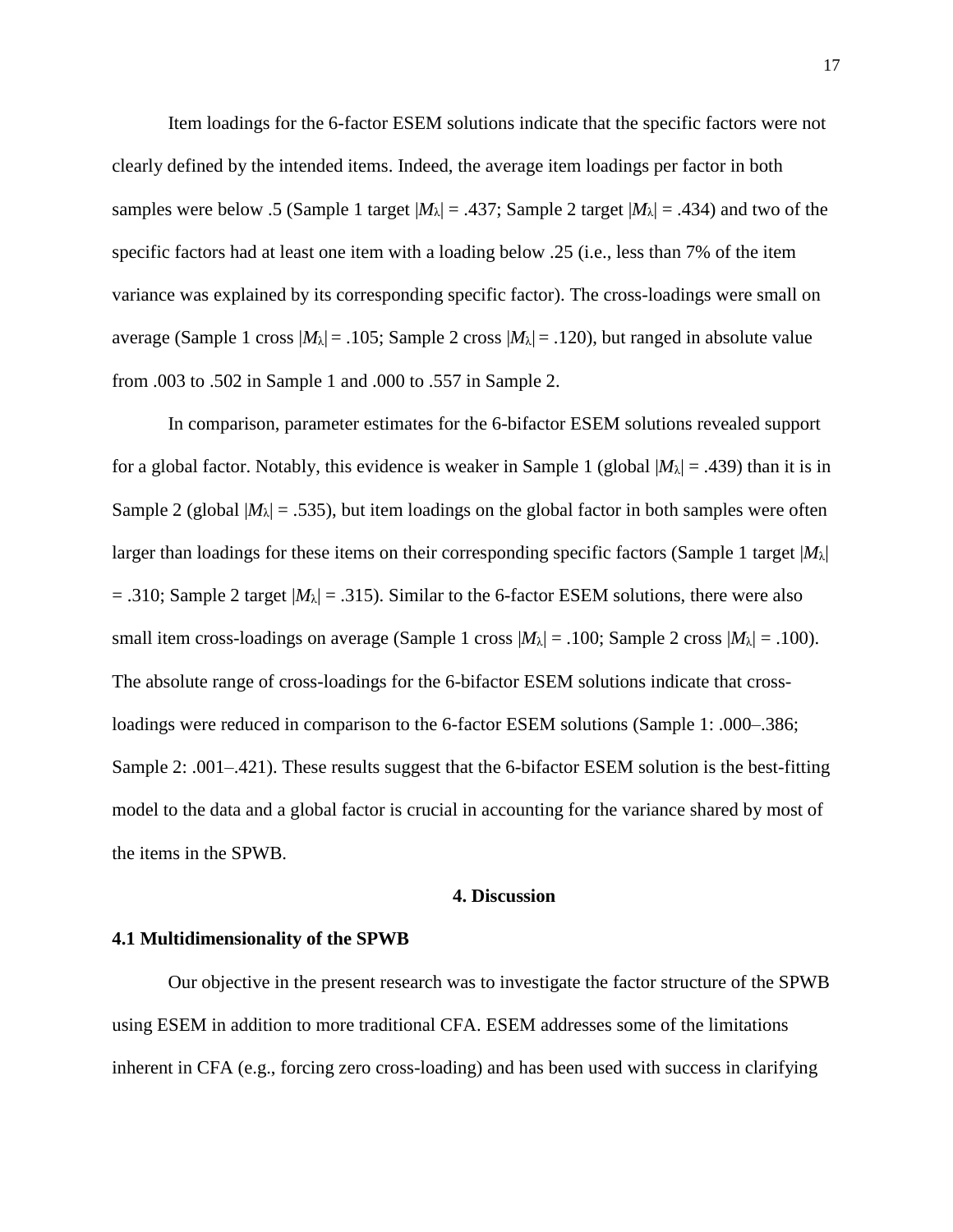Item loadings for the 6-factor ESEM solutions indicate that the specific factors were not clearly defined by the intended items. Indeed, the average item loadings per factor in both samples were below .5 (Sample 1 target $|M_\lambda| = .437$; Sample 2 target $|M_\lambda| = .434$) and two of the specific factors had at least one item with a loading below .25 (i.e., less than 7% of the item variance was explained by its corresponding specific factor). The cross-loadings were small on average (Sample 1 cross $|M_\lambda| = .105$; Sample 2 cross $|M_\lambda| = .120$), but ranged in absolute value from .003 to .502 in Sample 1 and .000 to .557 in Sample 2.

In comparison, parameter estimates for the 6-bifactor ESEM solutions revealed support for a global factor. Notably, this evidence is weaker in Sample 1 (global $|M_\lambda| = .439$) than it is in Sample 2 (global $|M_\lambda| = .535$), but item loadings on the global factor in both samples were often larger than loadings for these items on their corresponding specific factors (Sample 1 target $|M_\lambda| = .310$; Sample 2 target $|M_\lambda| = .315$). Similar to the 6-factor ESEM solutions, there were also small item cross-loadings on average (Sample 1 cross $|M_\lambda| = .100$; Sample 2 cross $|M_\lambda| = .100$). The absolute range of cross-loadings for the 6-bifactor ESEM solutions indicate that cross-loadings were reduced in comparison to the 6-factor ESEM solutions (Sample 1: .000–.386; Sample 2: .001–.421). These results suggest that the 6-bifactor ESEM solution is the best-fitting model to the data and a global factor is crucial in accounting for the variance shared by most of the items in the SPWB.

## 4. Discussion

### 4.1 Multidimensionality of the SPWB

Our objective in the present research was to investigate the factor structure of the SPWB using ESEM in addition to more traditional CFA. ESEM addresses some of the limitations inherent in CFA (e.g., forcing zero cross-loading) and has been used with success in clarifying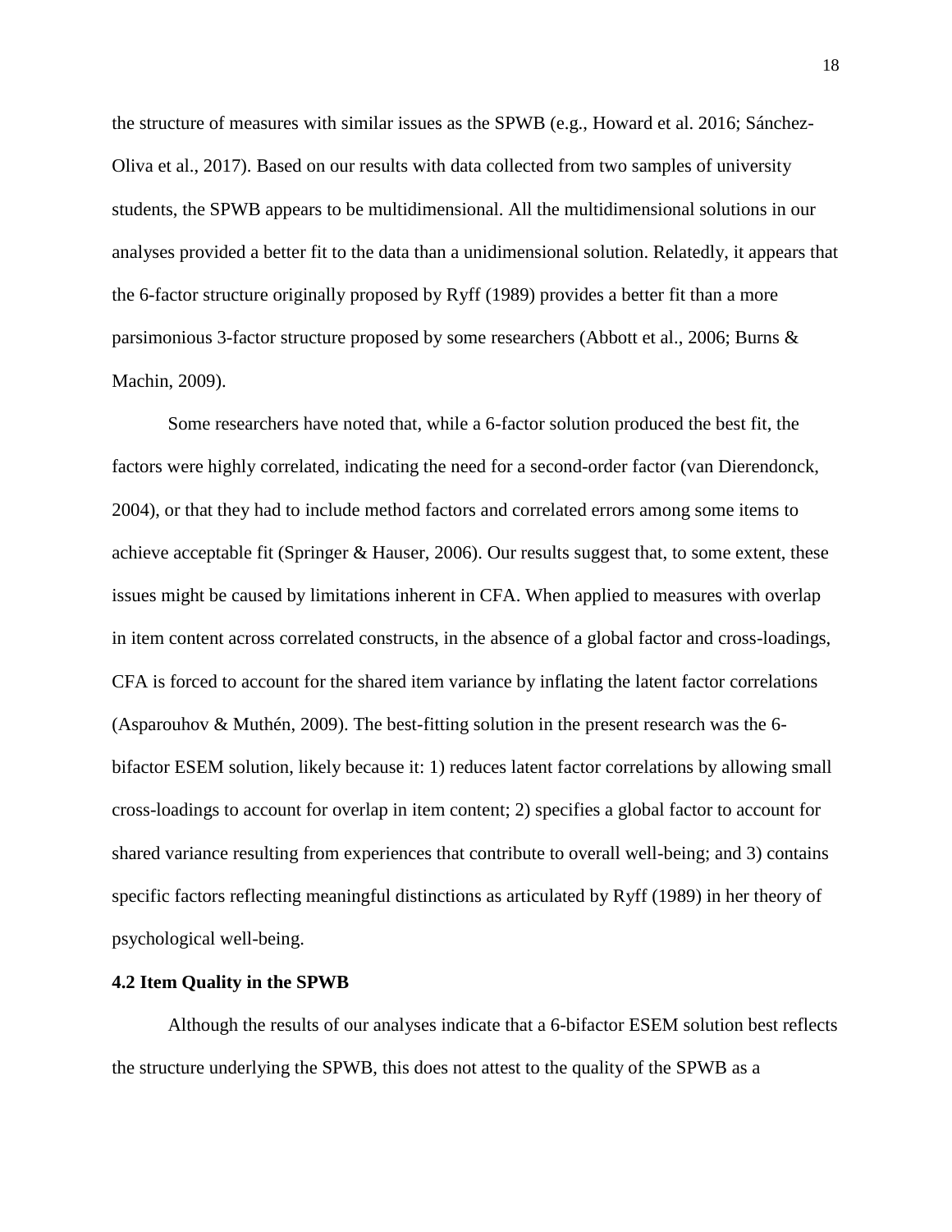the structure of measures with similar issues as the SPWB (e.g., Howard et al. 2016; Sánchez-Oliva et al., 2017). Based on our results with data collected from two samples of university students, the SPWB appears to be multidimensional. All the multidimensional solutions in our analyses provided a better fit to the data than a unidimensional solution. Relatedly, it appears that the 6-factor structure originally proposed by Ryff (1989) provides a better fit than a more parsimonious 3-factor structure proposed by some researchers (Abbott et al., 2006; Burns & Machin, 2009).

Some researchers have noted that, while a 6-factor solution produced the best fit, the factors were highly correlated, indicating the need for a second-order factor (van Dierendonck, 2004), or that they had to include method factors and correlated errors among some items to achieve acceptable fit (Springer & Hauser, 2006). Our results suggest that, to some extent, these issues might be caused by limitations inherent in CFA. When applied to measures with overlap in item content across correlated constructs, in the absence of a global factor and cross-loadings, CFA is forced to account for the shared item variance by inflating the latent factor correlations (Asparouhov & Muthén, 2009). The best-fitting solution in the present research was the 6-bifactor ESEM solution, likely because it: 1) reduces latent factor correlations by allowing small cross-loadings to account for overlap in item content; 2) specifies a global factor to account for shared variance resulting from experiences that contribute to overall well-being; and 3) contains specific factors reflecting meaningful distinctions as articulated by Ryff (1989) in her theory of psychological well-being.

### 4.2 Item Quality in the SPWB

Although the results of our analyses indicate that a 6-bifactor ESEM solution best reflects the structure underlying the SPWB, this does not attest to the quality of the SPWB as a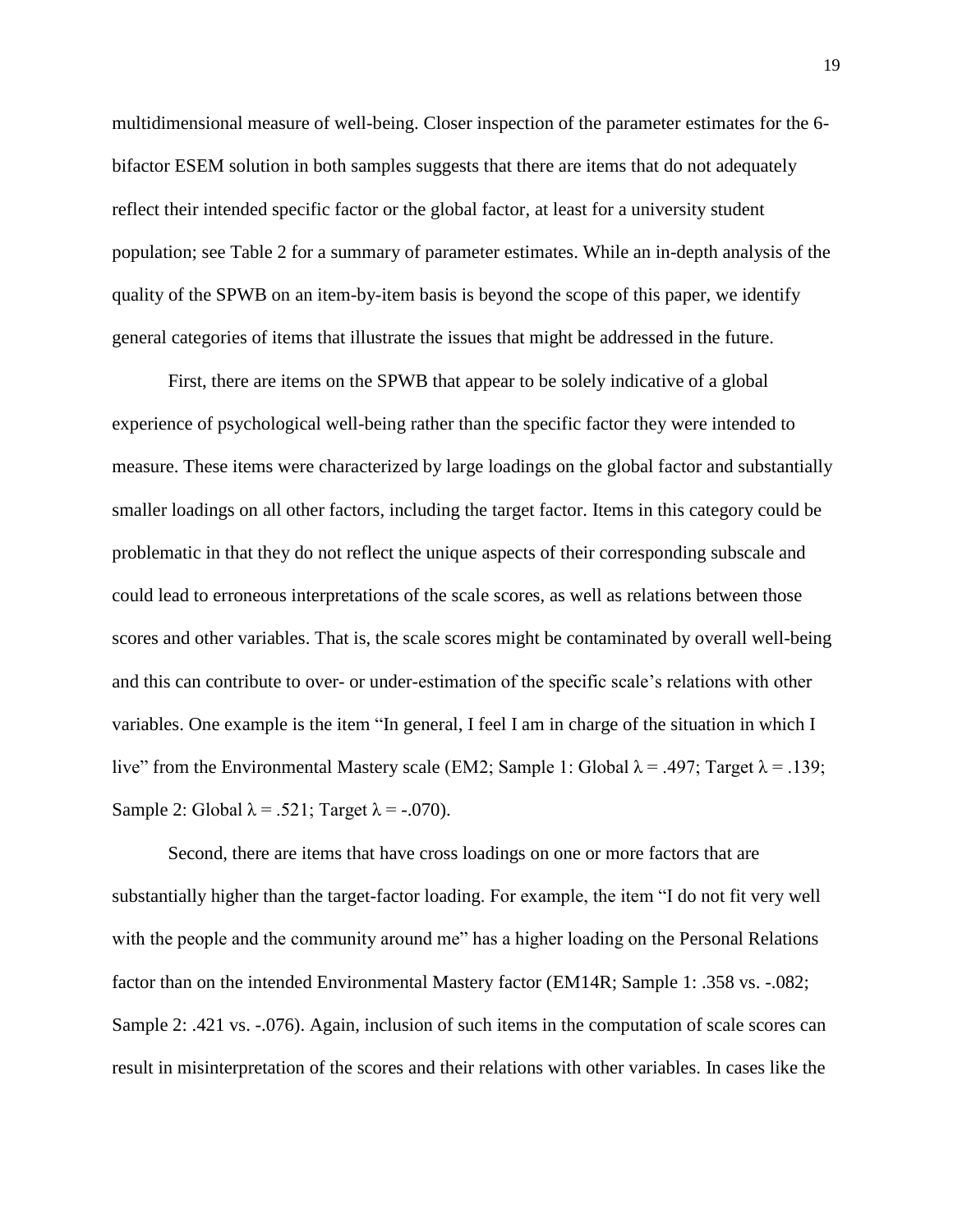multidimensional measure of well-being. Closer inspection of the parameter estimates for the 6-bifactor ESEM solution in both samples suggests that there are items that do not adequately reflect their intended specific factor or the global factor, at least for a university student population; see Table 2 for a summary of parameter estimates. While an in-depth analysis of the quality of the SPWB on an item-by-item basis is beyond the scope of this paper, we identify general categories of items that illustrate the issues that might be addressed in the future.

First, there are items on the SPWB that appear to be solely indicative of a global experience of psychological well-being rather than the specific factor they were intended to measure. These items were characterized by large loadings on the global factor and substantially smaller loadings on all other factors, including the target factor. Items in this category could be problematic in that they do not reflect the unique aspects of their corresponding subscale and could lead to erroneous interpretations of the scale scores, as well as relations between those scores and other variables. That is, the scale scores might be contaminated by overall well-being and this can contribute to over- or under-estimation of the specific scale's relations with other variables. One example is the item "In general, I feel I am in charge of the situation in which I live" from the Environmental Mastery scale (EM2; Sample 1: Global $\lambda = .497$; Target $\lambda = .139$; Sample 2: Global $\lambda = .521$; Target $\lambda = -.070$).

Second, there are items that have cross loadings on one or more factors that are substantially higher than the target-factor loading. For example, the item "I do not fit very well with the people and the community around me" has a higher loading on the Personal Relations factor than on the intended Environmental Mastery factor (EM14R; Sample 1: .358 vs. -.082; Sample 2: .421 vs. -.076). Again, inclusion of such items in the computation of scale scores can result in misinterpretation of the scores and their relations with other variables. In cases like the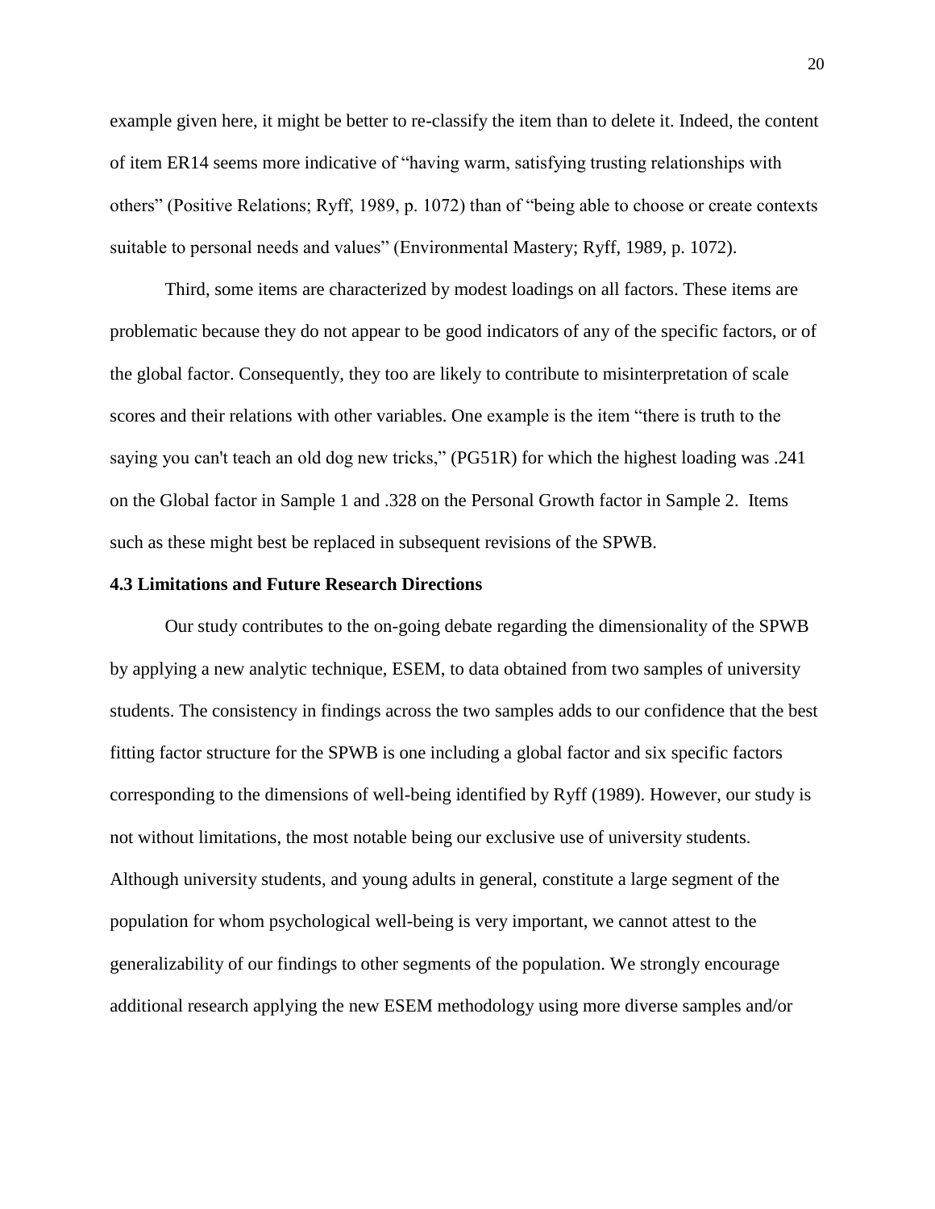example given here, it might be better to re-classify the item than to delete it. Indeed, the content of item ER14 seems more indicative of "having warm, satisfying trusting relationships with others" (Positive Relations; Ryff, 1989, p. 1072) than of "being able to choose or create contexts suitable to personal needs and values" (Environmental Mastery; Ryff, 1989, p. 1072).

Third, some items are characterized by modest loadings on all factors. These items are problematic because they do not appear to be good indicators of any of the specific factors, or of the global factor. Consequently, they too are likely to contribute to misinterpretation of scale scores and their relations with other variables. One example is the item "there is truth to the saying you can't teach an old dog new tricks," (PG51R) for which the highest loading was .241 on the Global factor in Sample 1 and .328 on the Personal Growth factor in Sample 2. Items such as these might best be replaced in subsequent revisions of the SPWB.

**4.3 Limitations and Future Research Directions**

Our study contributes to the on-going debate regarding the dimensionality of the SPWB by applying a new analytic technique, ESEM, to data obtained from two samples of university students. The consistency in findings across the two samples adds to our confidence that the best fitting factor structure for the SPWB is one including a global factor and six specific factors corresponding to the dimensions of well-being identified by Ryff (1989). However, our study is not without limitations, the most notable being our exclusive use of university students. Although university students, and young adults in general, constitute a large segment of the population for whom psychological well-being is very important, we cannot attest to the generalizability of our findings to other segments of the population. We strongly encourage additional research applying the new ESEM methodology using more diverse samples and/or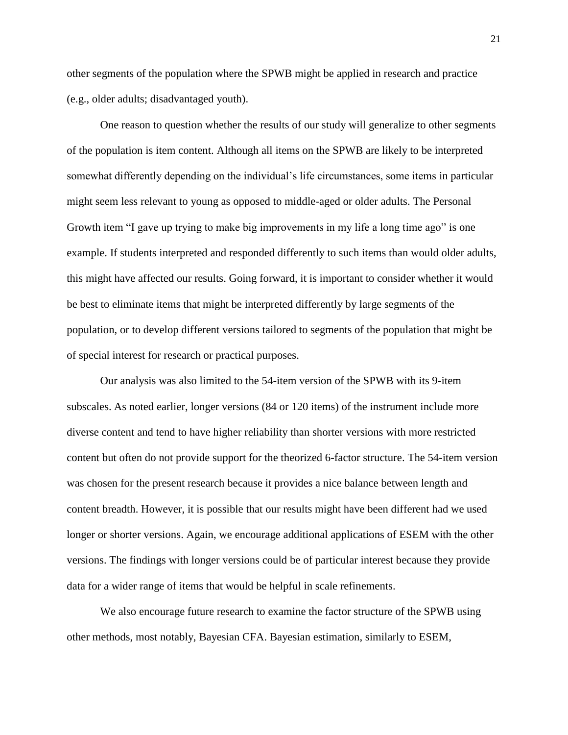other segments of the population where the SPWB might be applied in research and practice (e.g., older adults; disadvantaged youth).

One reason to question whether the results of our study will generalize to other segments of the population is item content. Although all items on the SPWB are likely to be interpreted somewhat differently depending on the individual's life circumstances, some items in particular might seem less relevant to young as opposed to middle-aged or older adults. The Personal Growth item "I gave up trying to make big improvements in my life a long time ago" is one example. If students interpreted and responded differently to such items than would older adults, this might have affected our results. Going forward, it is important to consider whether it would be best to eliminate items that might be interpreted differently by large segments of the population, or to develop different versions tailored to segments of the population that might be of special interest for research or practical purposes.

Our analysis was also limited to the 54-item version of the SPWB with its 9-item subscales. As noted earlier, longer versions (84 or 120 items) of the instrument include more diverse content and tend to have higher reliability than shorter versions with more restricted content but often do not provide support for the theorized 6-factor structure. The 54-item version was chosen for the present research because it provides a nice balance between length and content breadth. However, it is possible that our results might have been different had we used longer or shorter versions. Again, we encourage additional applications of ESEM with the other versions. The findings with longer versions could be of particular interest because they provide data for a wider range of items that would be helpful in scale refinements.

We also encourage future research to examine the factor structure of the SPWB using other methods, most notably, Bayesian CFA. Bayesian estimation, similarly to ESEM,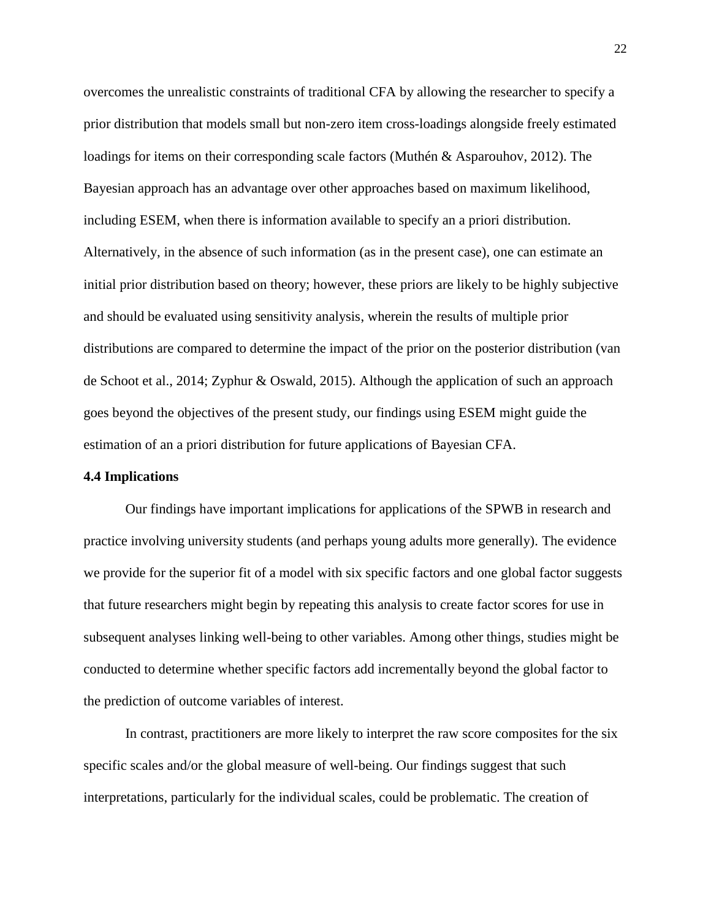overcomes the unrealistic constraints of traditional CFA by allowing the researcher to specify a prior distribution that models small but non-zero item cross-loadings alongside freely estimated loadings for items on their corresponding scale factors (Muthén & Asparouhov, 2012). The Bayesian approach has an advantage over other approaches based on maximum likelihood, including ESEM, when there is information available to specify an a priori distribution. Alternatively, in the absence of such information (as in the present case), one can estimate an initial prior distribution based on theory; however, these priors are likely to be highly subjective and should be evaluated using sensitivity analysis, wherein the results of multiple prior distributions are compared to determine the impact of the prior on the posterior distribution (van de Schoot et al., 2014; Zyphur & Oswald, 2015). Although the application of such an approach goes beyond the objectives of the present study, our findings using ESEM might guide the estimation of an a priori distribution for future applications of Bayesian CFA.

**4.4 Implications**

Our findings have important implications for applications of the SPWB in research and practice involving university students (and perhaps young adults more generally). The evidence we provide for the superior fit of a model with six specific factors and one global factor suggests that future researchers might begin by repeating this analysis to create factor scores for use in subsequent analyses linking well-being to other variables. Among other things, studies might be conducted to determine whether specific factors add incrementally beyond the global factor to the prediction of outcome variables of interest.

In contrast, practitioners are more likely to interpret the raw score composites for the six specific scales and/or the global measure of well-being. Our findings suggest that such interpretations, particularly for the individual scales, could be problematic. The creation of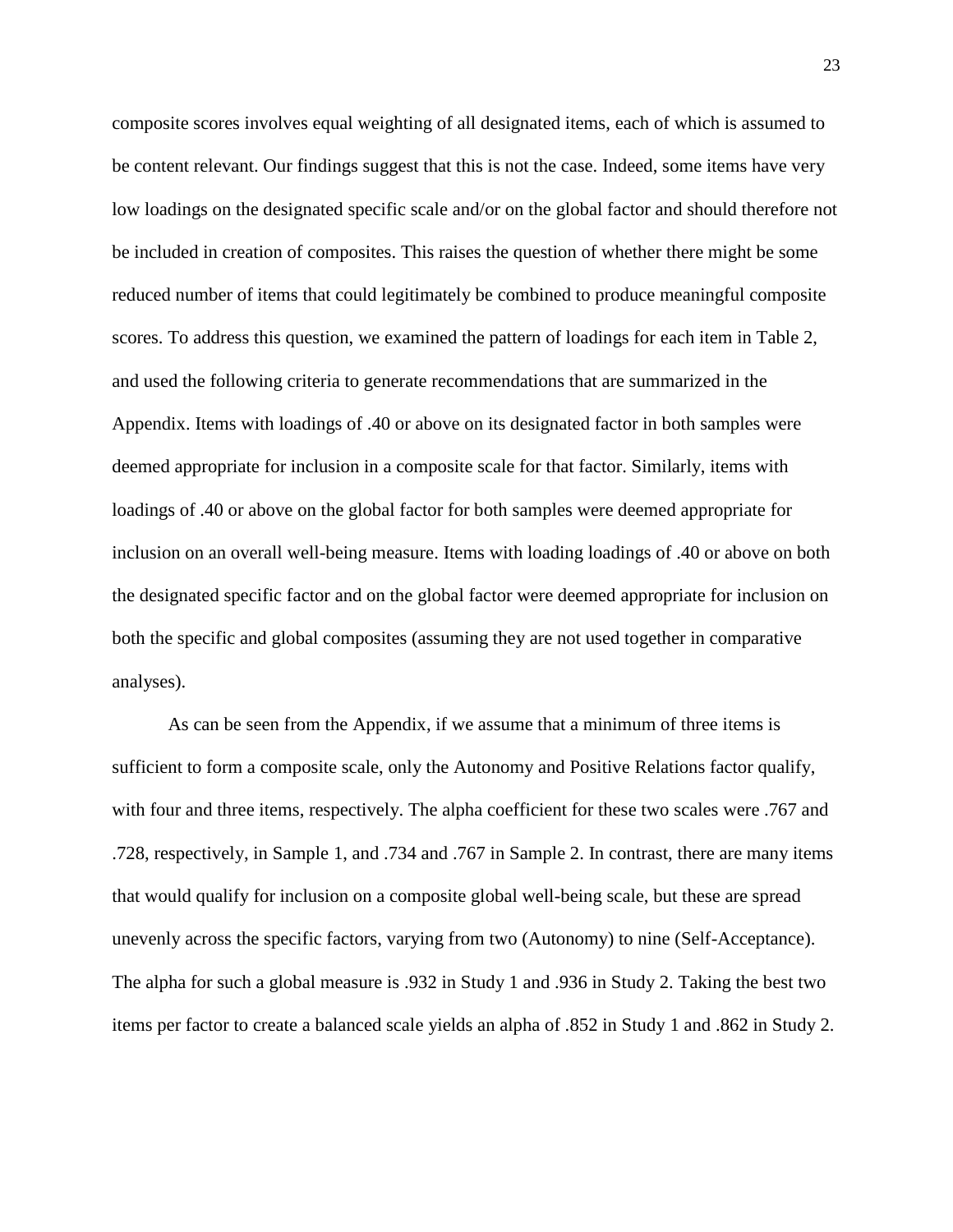composite scores involves equal weighting of all designated items, each of which is assumed to be content relevant. Our findings suggest that this is not the case. Indeed, some items have very low loadings on the designated specific scale and/or on the global factor and should therefore not be included in creation of composites. This raises the question of whether there might be some reduced number of items that could legitimately be combined to produce meaningful composite scores. To address this question, we examined the pattern of loadings for each item in Table 2, and used the following criteria to generate recommendations that are summarized in the Appendix. Items with loadings of .40 or above on its designated factor in both samples were deemed appropriate for inclusion in a composite scale for that factor. Similarly, items with loadings of .40 or above on the global factor for both samples were deemed appropriate for inclusion on an overall well-being measure. Items with loading loadings of .40 or above on both the designated specific factor and on the global factor were deemed appropriate for inclusion on both the specific and global composites (assuming they are not used together in comparative analyses).

As can be seen from the Appendix, if we assume that a minimum of three items is sufficient to form a composite scale, only the Autonomy and Positive Relations factor qualify, with four and three items, respectively. The alpha coefficient for these two scales were .767 and .728, respectively, in Sample 1, and .734 and .767 in Sample 2. In contrast, there are many items that would qualify for inclusion on a composite global well-being scale, but these are spread unevenly across the specific factors, varying from two (Autonomy) to nine (Self-Acceptance). The alpha for such a global measure is .932 in Study 1 and .936 in Study 2. Taking the best two items per factor to create a balanced scale yields an alpha of .852 in Study 1 and .862 in Study 2.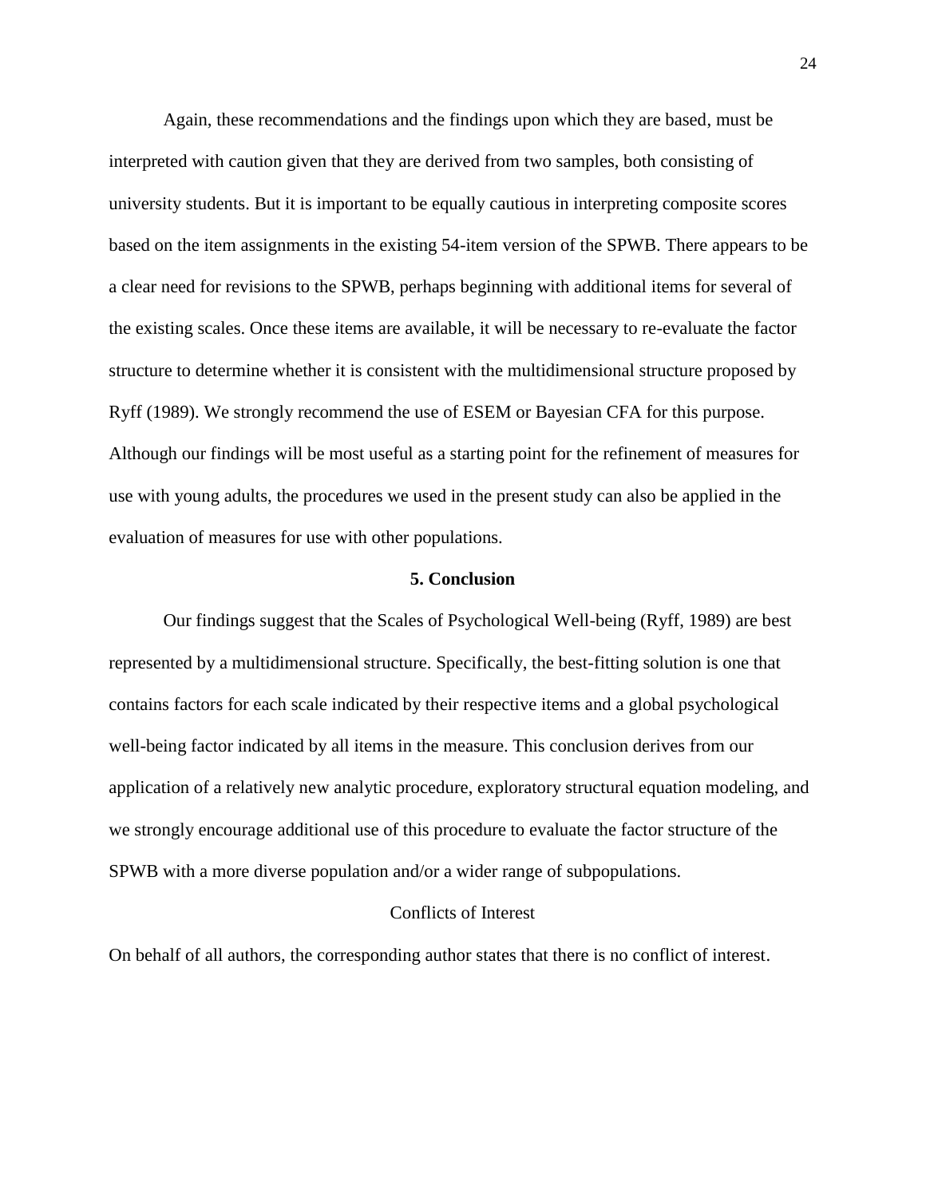Again, these recommendations and the findings upon which they are based, must be interpreted with caution given that they are derived from two samples, both consisting of university students. But it is important to be equally cautious in interpreting composite scores based on the item assignments in the existing 54-item version of the SPWB. There appears to be a clear need for revisions to the SPWB, perhaps beginning with additional items for several of the existing scales. Once these items are available, it will be necessary to re-evaluate the factor structure to determine whether it is consistent with the multidimensional structure proposed by Ryff (1989). We strongly recommend the use of ESEM or Bayesian CFA for this purpose. Although our findings will be most useful as a starting point for the refinement of measures for use with young adults, the procedures we used in the present study can also be applied in the evaluation of measures for use with other populations.

## 5. Conclusion

Our findings suggest that the Scales of Psychological Well-being (Ryff, 1989) are best represented by a multidimensional structure. Specifically, the best-fitting solution is one that contains factors for each scale indicated by their respective items and a global psychological well-being factor indicated by all items in the measure. This conclusion derives from our application of a relatively new analytic procedure, exploratory structural equation modeling, and we strongly encourage additional use of this procedure to evaluate the factor structure of the SPWB with a more diverse population and/or a wider range of subpopulations.

### Conflicts of Interest

On behalf of all authors, the corresponding author states that there is no conflict of interest.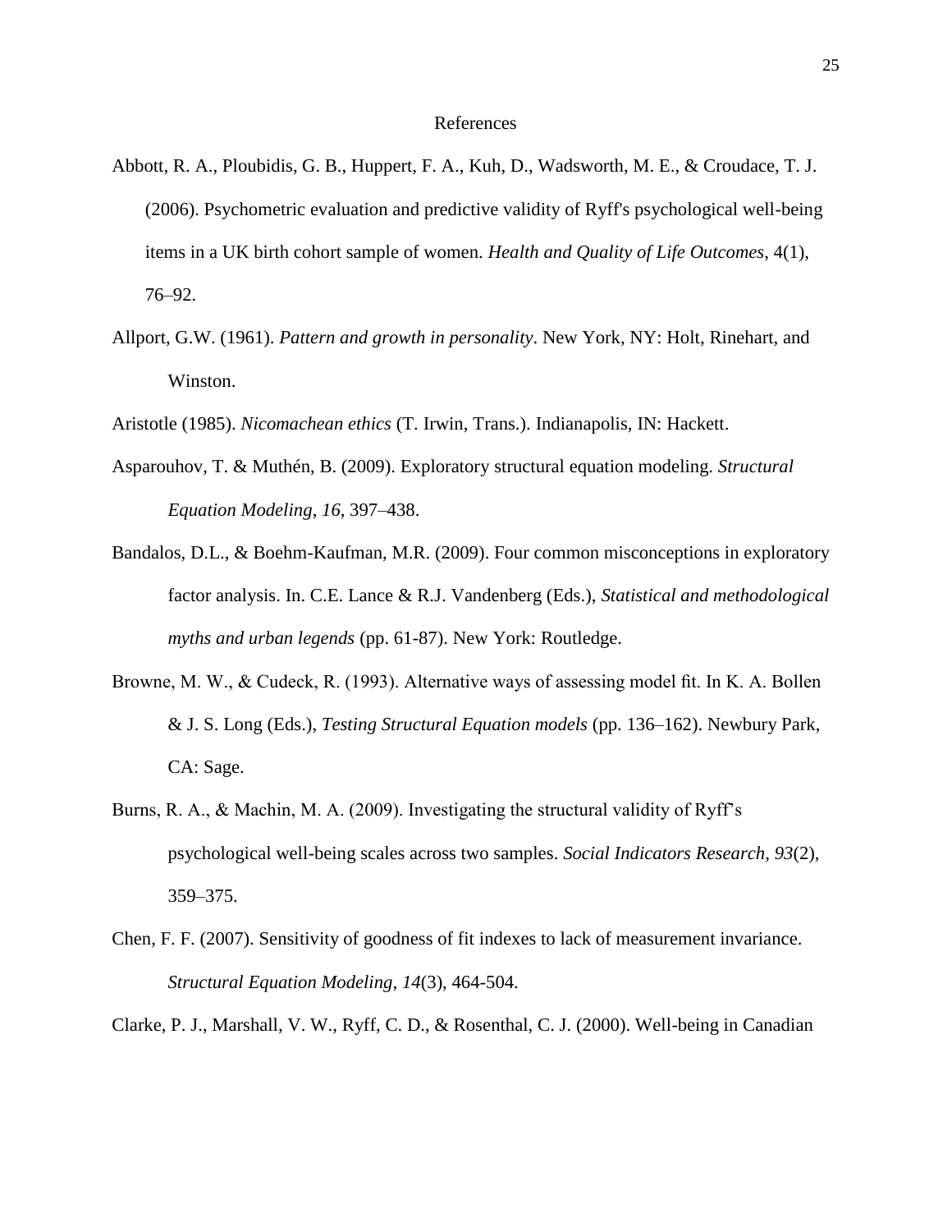# References

Abbott, R. A., Ploubidis, G. B., Huppert, F. A., Kuh, D., Wadsworth, M. E., & Croudace, T. J. (2006). Psychometric evaluation and predictive validity of Ryff's psychological well-being items in a UK birth cohort sample of women. *Health and Quality of Life Outcomes*, 4(1), 76–92.

Allport, G.W. (1961). *Pattern and growth in personality*. New York, NY: Holt, Rinehart, and Winston.

Aristotle (1985). *Nicomachean ethics* (T. Irwin, Trans.). Indianapolis, IN: Hackett.

Asparouhov, T. & Muthén, B. (2009). Exploratory structural equation modeling. *Structural Equation Modeling*, *16*, 397–438.

Bandalos, D.L., & Boehm-Kaufman, M.R. (2009). Four common misconceptions in exploratory factor analysis. In. C.E. Lance & R.J. Vandenberg (Eds.), *Statistical and methodological myths and urban legends* (pp. 61-87). New York: Routledge.

Browne, M. W., & Cudeck, R. (1993). Alternative ways of assessing model fit. In K. A. Bollen & J. S. Long (Eds.), *Testing Structural Equation models* (pp. 136–162). Newbury Park, CA: Sage.

Burns, R. A., & Machin, M. A. (2009). Investigating the structural validity of Ryff's psychological well-being scales across two samples. *Social Indicators Research*, *93*(2), 359–375.

Chen, F. F. (2007). Sensitivity of goodness of fit indexes to lack of measurement invariance. *Structural Equation Modeling*, *14*(3), 464-504.

Clarke, P. J., Marshall, V. W., Ryff, C. D., & Rosenthal, C. J. (2000). Well-being in Canadian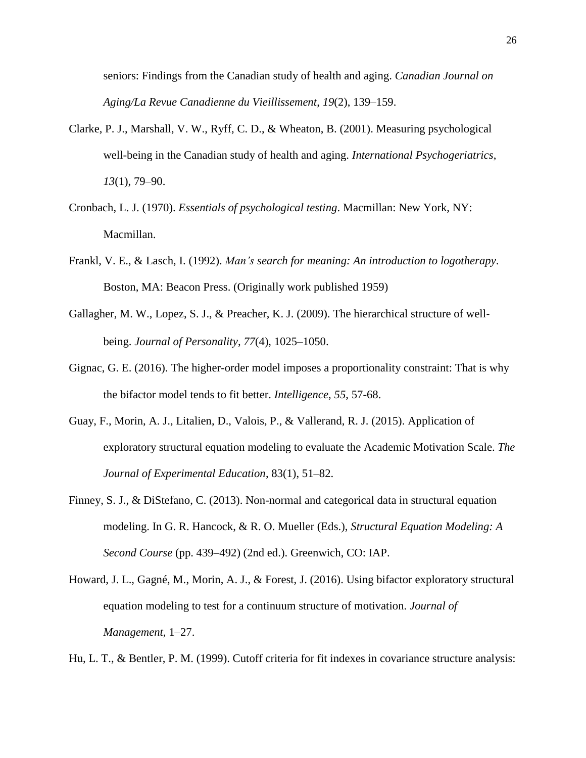seniors: Findings from the Canadian study of health and aging. *Canadian Journal on Aging/La Revue Canadienne du Vieillissement*, *19*(2), 139–159.

Clarke, P. J., Marshall, V. W., Ryff, C. D., & Wheaton, B. (2001). Measuring psychological well-being in the Canadian study of health and aging. *International Psychogeriatrics*, *13*(1), 79–90.

Cronbach, L. J. (1970). *Essentials of psychological testing*. Macmillan: New York, NY: Macmillan.

Frankl, V. E., & Lasch, I. (1992). *Man's search for meaning: An introduction to logotherapy*. Boston, MA: Beacon Press. (Originally work published 1959)

Gallagher, M. W., Lopez, S. J., & Preacher, K. J. (2009). The hierarchical structure of well-being. *Journal of Personality*, *77*(4), 1025–1050.

Gignac, G. E. (2016). The higher-order model imposes a proportionality constraint: That is why the bifactor model tends to fit better. *Intelligence*, *55*, 57-68.

Guay, F., Morin, A. J., Litalien, D., Valois, P., & Vallerand, R. J. (2015). Application of exploratory structural equation modeling to evaluate the Academic Motivation Scale. *The Journal of Experimental Education*, 83(1), 51–82.

Finney, S. J., & DiStefano, C. (2013). Non-normal and categorical data in structural equation modeling. In G. R. Hancock, & R. O. Mueller (Eds.), *Structural Equation Modeling: A Second Course* (pp. 439–492) (2nd ed.). Greenwich, CO: IAP.

Howard, J. L., Gagné, M., Morin, A. J., & Forest, J. (2016). Using bifactor exploratory structural equation modeling to test for a continuum structure of motivation. *Journal of Management*, 1–27.

Hu, L. T., & Bentler, P. M. (1999). Cutoff criteria for fit indexes in covariance structure analysis: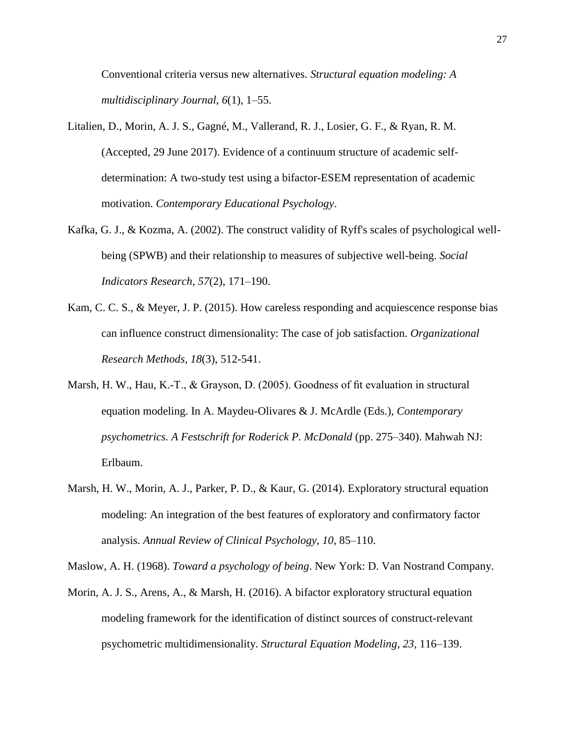Conventional criteria versus new alternatives. *Structural equation modeling: A multidisciplinary Journal*, *6*(1), 1–55.

Litalien, D., Morin, A. J. S., Gagné, M., Vallerand, R. J., Losier, G. F., & Ryan, R. M. (Accepted, 29 June 2017). Evidence of a continuum structure of academic self-determination: A two-study test using a bifactor-ESEM representation of academic motivation. *Contemporary Educational Psychology*.

Kafka, G. J., & Kozma, A. (2002). The construct validity of Ryff's scales of psychological well-being (SPWB) and their relationship to measures of subjective well-being. *Social Indicators Research*, *57*(2), 171–190.

Kam, C. C. S., & Meyer, J. P. (2015). How careless responding and acquiescence response bias can influence construct dimensionality: The case of job satisfaction. *Organizational Research Methods*, *18*(3), 512-541.

Marsh, H. W., Hau, K.-T., & Grayson, D. (2005). Goodness of fit evaluation in structural equation modeling. In A. Maydeu-Olivares & J. McArdle (Eds.), *Contemporary psychometrics. A Festschrift for Roderick P. McDonald* (pp. 275–340). Mahwah NJ: Erlbaum.

Marsh, H. W., Morin, A. J., Parker, P. D., & Kaur, G. (2014). Exploratory structural equation modeling: An integration of the best features of exploratory and confirmatory factor analysis. *Annual Review of Clinical Psychology*, *10*, 85–110.

Maslow, A. H. (1968). *Toward a psychology of being*. New York: D. Van Nostrand Company.

Morin, A. J. S., Arens, A., & Marsh, H. (2016). A bifactor exploratory structural equation modeling framework for the identification of distinct sources of construct-relevant psychometric multidimensionality. *Structural Equation Modeling*, *23*, 116–139.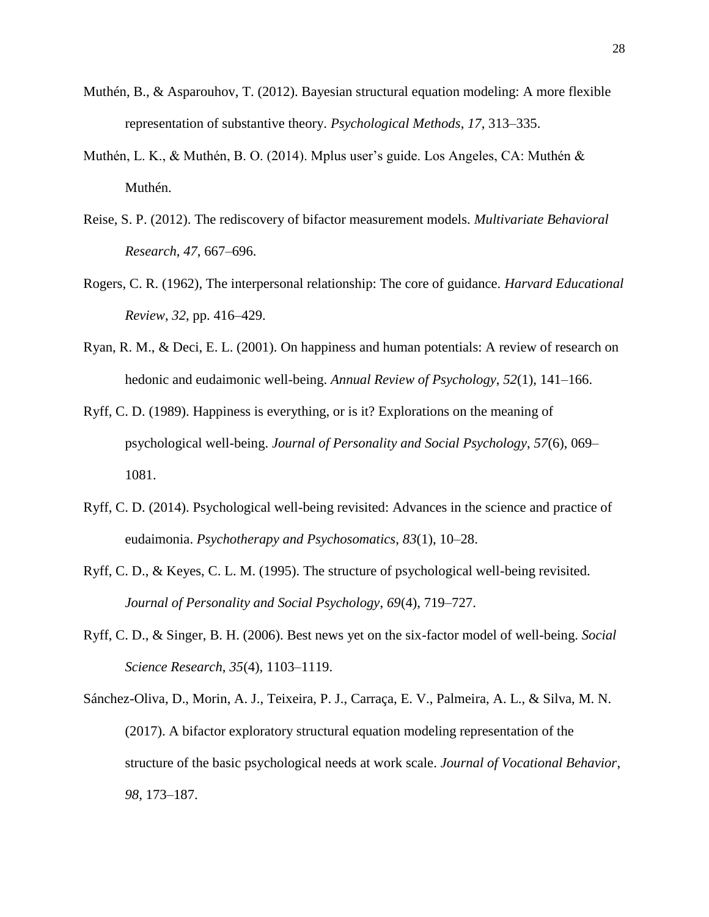Muthén, B., & Asparouhov, T. (2012). Bayesian structural equation modeling: A more flexible representation of substantive theory. *Psychological Methods*, *17*, 313–335.

Muthén, L. K., & Muthén, B. O. (2014). Mplus user's guide. Los Angeles, CA: Muthén & Muthén.

Reise, S. P. (2012). The rediscovery of bifactor measurement models. *Multivariate Behavioral Research*, *47*, 667–696.

Rogers, C. R. (1962), The interpersonal relationship: The core of guidance. *Harvard Educational Review*, *32*, pp. 416–429.

Ryan, R. M., & Deci, E. L. (2001). On happiness and human potentials: A review of research on hedonic and eudaimonic well-being. *Annual Review of Psychology*, *52*(1), 141–166.

Ryff, C. D. (1989). Happiness is everything, or is it? Explorations on the meaning of psychological well-being. *Journal of Personality and Social Psychology*, *57*(6), 069–1081.

Ryff, C. D. (2014). Psychological well-being revisited: Advances in the science and practice of eudaimonia. *Psychotherapy and Psychosomatics*, *83*(1), 10–28.

Ryff, C. D., & Keyes, C. L. M. (1995). The structure of psychological well-being revisited. *Journal of Personality and Social Psychology*, *69*(4), 719–727.

Ryff, C. D., & Singer, B. H. (2006). Best news yet on the six-factor model of well-being. *Social Science Research*, *35*(4), 1103–1119.

Sánchez-Oliva, D., Morin, A. J., Teixeira, P. J., Carraça, E. V., Palmeira, A. L., & Silva, M. N. (2017). A bifactor exploratory structural equation modeling representation of the structure of the basic psychological needs at work scale. *Journal of Vocational Behavior*, *98*, 173–187.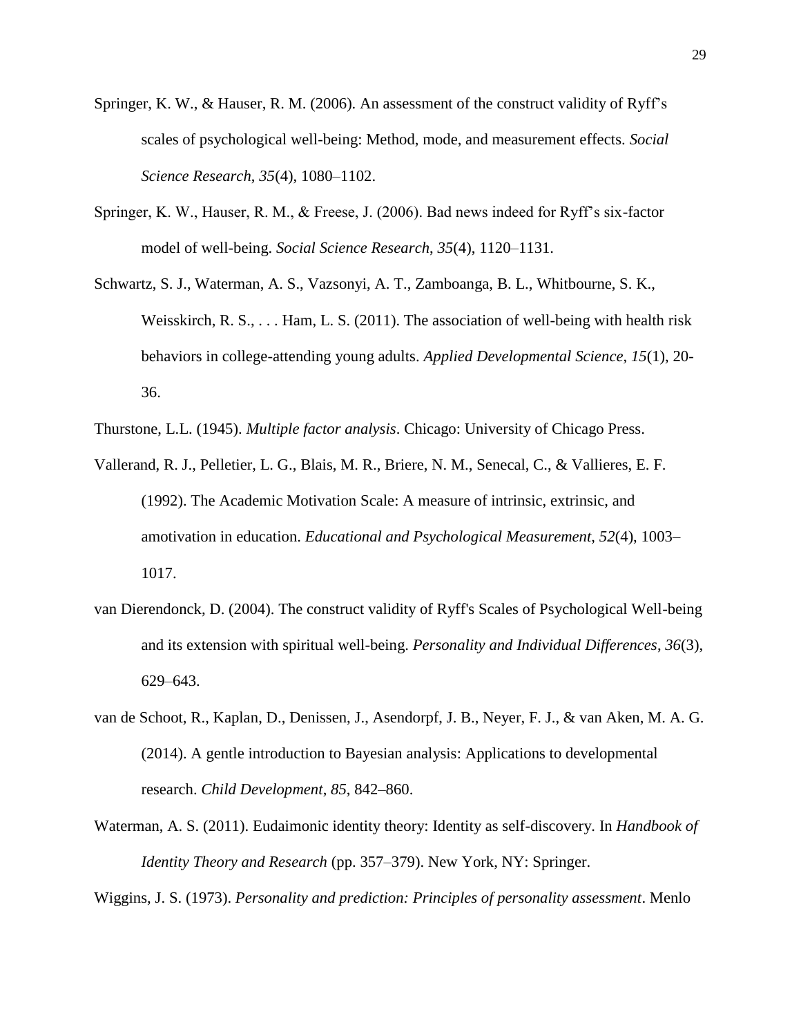Springer, K. W., & Hauser, R. M. (2006). An assessment of the construct validity of Ryff's scales of psychological well-being: Method, mode, and measurement effects. *Social Science Research*, *35*(4), 1080–1102.

Springer, K. W., Hauser, R. M., & Freese, J. (2006). Bad news indeed for Ryff's six-factor model of well-being. *Social Science Research*, *35*(4), 1120–1131.

Schwartz, S. J., Waterman, A. S., Vazsonyi, A. T., Zamboanga, B. L., Whitbourne, S. K., Weisskirch, R. S., . . . Ham, L. S. (2011). The association of well-being with health risk behaviors in college-attending young adults. *Applied Developmental Science, 15*(1), 20-36.

Thurstone, L.L. (1945). *Multiple factor analysis*. Chicago: University of Chicago Press.

Vallerand, R. J., Pelletier, L. G., Blais, M. R., Briere, N. M., Senecal, C., & Vallieres, E. F. (1992). The Academic Motivation Scale: A measure of intrinsic, extrinsic, and amotivation in education. *Educational and Psychological Measurement*, *52*(4), 1003–1017.

van Dierendonck, D. (2004). The construct validity of Ryff's Scales of Psychological Well-being and its extension with spiritual well-being. *Personality and Individual Differences*, *36*(3), 629–643.

van de Schoot, R., Kaplan, D., Denissen, J., Asendorpf, J. B., Neyer, F. J., & van Aken, M. A. G. (2014). A gentle introduction to Bayesian analysis: Applications to developmental research. *Child Development*, *85*, 842–860.

Waterman, A. S. (2011). Eudaimonic identity theory: Identity as self-discovery. In *Handbook of Identity Theory and Research* (pp. 357–379). New York, NY: Springer.

Wiggins, J. S. (1973). *Personality and prediction: Principles of personality assessment*. Menlo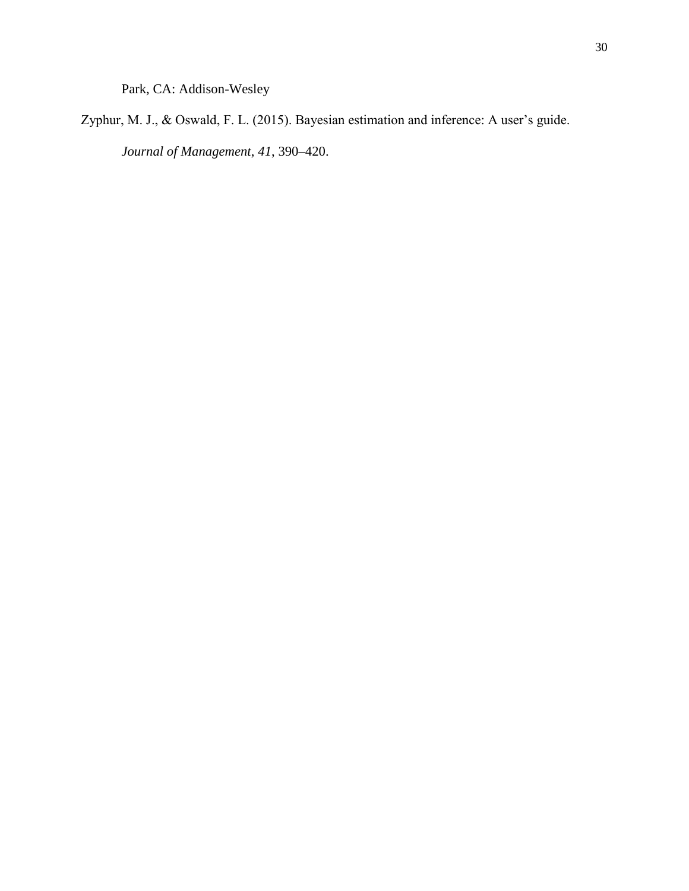Park, CA: Addison-Wesley

Zyphur, M. J., & Oswald, F. L. (2015). Bayesian estimation and inference: A user's guide. *Journal of Management*, *41*, 390–420.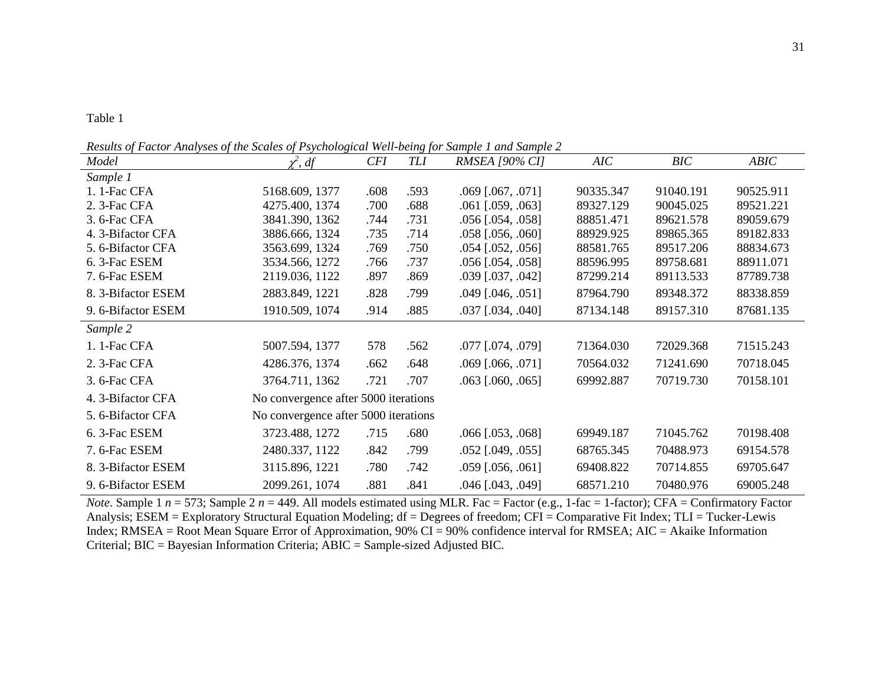Table 1

*Results of Factor Analyses of the Scales of Psychological Well-being for Sample 1 and Sample 2*

| *Model* | $\chi^2$, *df* | *CFI* | *TLI* | *RMSEA [90% CI]* | *AIC* | *BIC* | *ABIC* |
|---|---|---|---|---|---|---|---|
| *Sample 1* | | | | | | | |
| 1. 1-Fac CFA | 5168.609, 1377 | .608 | .593 | .069 [.067, .071] | 90335.347 | 91040.191 | 90525.911 |
| 2. 3-Fac CFA | 4275.400, 1374 | .700 | .688 | .061 [.059, .063] | 89327.129 | 90045.025 | 89521.221 |
| 3. 6-Fac CFA | 3841.390, 1362 | .744 | .731 | .056 [.054, .058] | 88851.471 | 89621.578 | 89059.679 |
| 4. 3-Bifactor CFA | 3886.666, 1324 | .735 | .714 | .058 [.056, .060] | 88929.925 | 89865.365 | 89182.833 |
| 5. 6-Bifactor CFA | 3563.699, 1324 | .769 | .750 | .054 [.052, .056] | 88581.765 | 89517.206 | 88834.673 |
| 6. 3-Fac ESEM | 3534.566, 1272 | .766 | .737 | .056 [.054, .058] | 88596.995 | 89758.681 | 88911.071 |
| 7. 6-Fac ESEM | 2119.036, 1122 | .897 | .869 | .039 [.037, .042] | 87299.214 | 89113.533 | 87789.738 |
| 8. 3-Bifactor ESEM | 2883.849, 1221 | .828 | .799 | .049 [.046, .051] | 87964.790 | 89348.372 | 88338.859 |
| 9. 6-Bifactor ESEM | 1910.509, 1074 | .914 | .885 | .037 [.034, .040] | 87134.148 | 89157.310 | 87681.135 |
| *Sample 2* | | | | | | | |
| 1. 1-Fac CFA | 5007.594, 1377 | 578 | .562 | .077 [.074, .079] | 71364.030 | 72029.368 | 71515.243 |
| 2. 3-Fac CFA | 4286.376, 1374 | .662 | .648 | .069 [.066, .071] | 70564.032 | 71241.690 | 70718.045 |
| 3. 6-Fac CFA | 3764.711, 1362 | .721 | .707 | .063 [.060, .065] | 69992.887 | 70719.730 | 70158.101 |
| 4. 3-Bifactor CFA | No convergence after 5000 iterations | | | | | | |
| 5. 6-Bifactor CFA | No convergence after 5000 iterations | | | | | | |
| 6. 3-Fac ESEM | 3723.488, 1272 | .715 | .680 | .066 [.053, .068] | 69949.187 | 71045.762 | 70198.408 |
| 7. 6-Fac ESEM | 2480.337, 1122 | .842 | .799 | .052 [.049, .055] | 68765.345 | 70488.973 | 69154.578 |
| 8. 3-Bifactor ESEM | 3115.896, 1221 | .780 | .742 | .059 [.056, .061] | 69408.822 | 70714.855 | 69705.647 |
| 9. 6-Bifactor ESEM | 2099.261, 1074 | .881 | .841 | .046 [.043, .049] | 68571.210 | 70480.976 | 69005.248 |

*Note*. Sample 1 $n$ = 573; Sample 2 $n$ = 449. All models estimated using MLR. Fac = Factor (e.g., 1-fac = 1-factor); CFA = Confirmatory Factor Analysis; ESEM = Exploratory Structural Equation Modeling; df = Degrees of freedom; CFI = Comparative Fit Index; TLI = Tucker-Lewis Index; RMSEA = Root Mean Square Error of Approximation, 90% CI = 90% confidence interval for RMSEA; AIC = Akaike Information Criterial; BIC = Bayesian Information Criteria; ABIC = Sample-sized Adjusted BIC.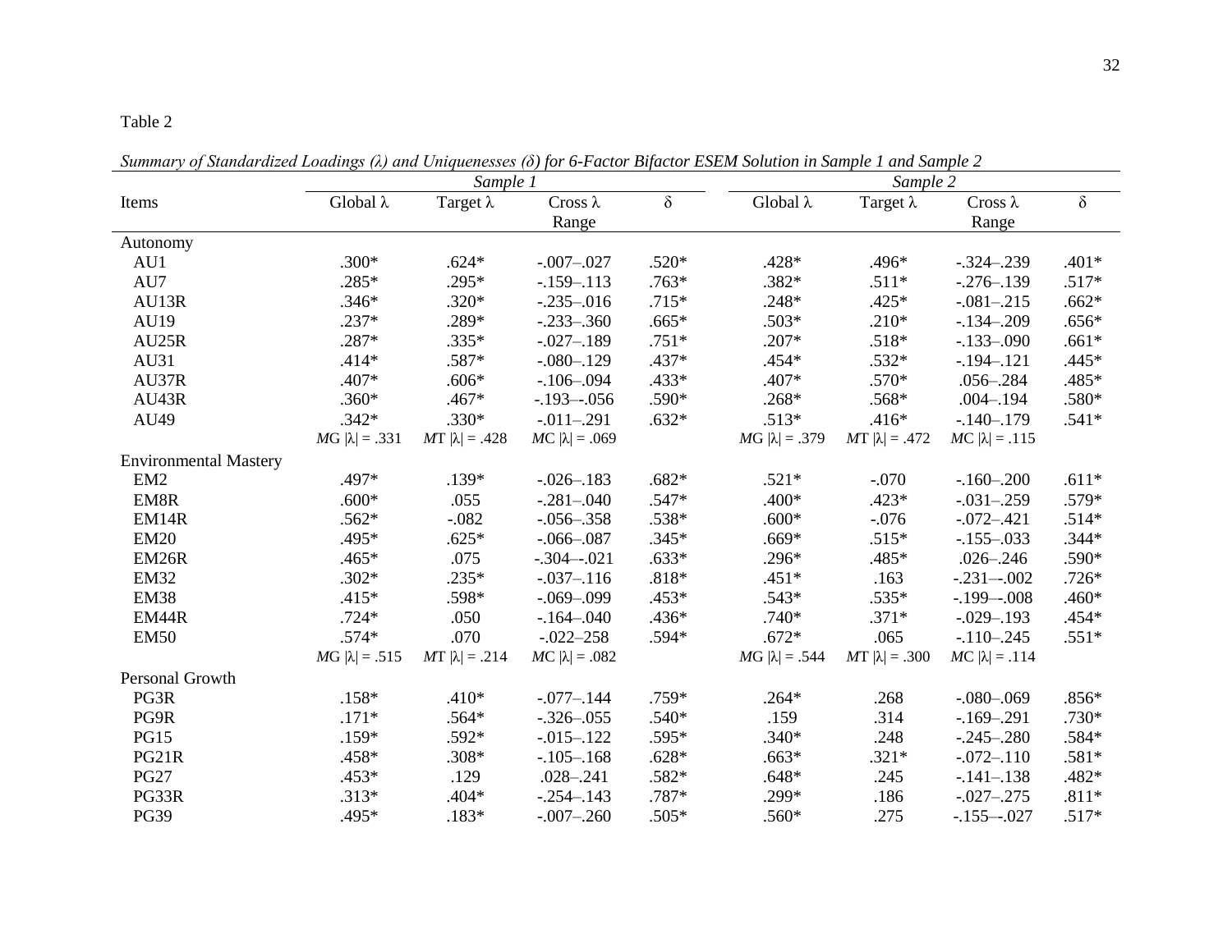Table 2

*Summary of Standardized Loadings (λ) and Uniquenesses (δ) for 6-Factor Bifactor ESEM Solution in Sample 1 and Sample 2*

| Items | *Sample 1* | | | | *Sample 2* | | | |
|---|---|---|---|---|---|---|---|---|
| | Global λ | Target λ | Cross λ Range | δ | Global λ | Target λ | Cross λ Range | δ |
| Autonomy | | | | | | | | |
| AU1 | .300* | .624* | -.007–.027 | .520* | .428* | .496* | -.324–.239 | .401* |
| AU7 | .285* | .295* | -.159–.113 | .763* | .382* | .511* | -.276–.139 | .517* |
| AU13R | .346* | .320* | -.235–.016 | .715* | .248* | .425* | -.081–.215 | .662* |
| AU19 | .237* | .289* | -.233–.360 | .665* | .503* | .210* | -.134–.209 | .656* |
| AU25R | .287* | .335* | -.027–.189 | .751* | .207* | .518* | -.133–.090 | .661* |
| AU31 | .414* | .587* | -.080–.129 | .437* | .454* | .532* | -.194–.121 | .445* |
| AU37R | .407* | .606* | -.106–.094 | .433* | .407* | .570* | .056–.284 | .485* |
| AU43R | .360* | .467* | -.193–-.056 | .590* | .268* | .568* | .004–.194 | .580* |
| AU49 | .342* | .330* | -.011–.291 | .632* | .513* | .416* | -.140–.179 | .541* |
| | *M*G \|λ\| = .331 | *M*T \|λ\| = .428 | *M*C \|λ\| = .069 | | *M*G \|λ\| = .379 | *M*T \|λ\| = .472 | *M*C \|λ\| = .115 | |
| Environmental Mastery | | | | | | | | |
| EM2 | .497* | .139* | -.026–.183 | .682* | .521* | -.070 | -.160–.200 | .611* |
| EM8R | .600* | .055 | -.281–.040 | .547* | .400* | .423* | -.031–.259 | .579* |
| EM14R | .562* | -.082 | -.056–.358 | .538* | .600* | -.076 | -.072–.421 | .514* |
| EM20 | .495* | .625* | -.066–.087 | .345* | .669* | .515* | -.155–.033 | .344* |
| EM26R | .465* | .075 | -.304–-.021 | .633* | .296* | .485* | .026–.246 | .590* |
| EM32 | .302* | .235* | -.037–.116 | .818* | .451* | .163 | -.231–-.002 | .726* |
| EM38 | .415* | .598* | -.069–.099 | .453* | .543* | .535* | -.199–-.008 | .460* |
| EM44R | .724* | .050 | -.164–.040 | .436* | .740* | .371* | -.029–.193 | .454* |
| EM50 | .574* | .070 | -.022–258 | .594* | .672* | .065 | -.110–.245 | .551* |
| | *M*G \|λ\| = .515 | *M*T \|λ\| = .214 | *M*C \|λ\| = .082 | | *M*G \|λ\| = .544 | *M*T \|λ\| = .300 | *M*C \|λ\| = .114 | |
| Personal Growth | | | | | | | | |
| PG3R | .158* | .410* | -.077–.144 | .759* | .264* | .268 | -.080–.069 | .856* |
| PG9R | .171* | .564* | -.326–.055 | .540* | .159 | .314 | -.169–.291 | .730* |
| PG15 | .159* | .592* | -.015–.122 | .595* | .340* | .248 | -.245–.280 | .584* |
| PG21R | .458* | .308* | -.105–.168 | .628* | .663* | .321* | -.072–.110 | .581* |
| PG27 | .453* | .129 | .028–.241 | .582* | .648* | .245 | -.141–.138 | .482* |
| PG33R | .313* | .404* | -.254–.143 | .787* | .299* | .186 | -.027–.275 | .811* |
| PG39 | .495* | .183* | -.007–.260 | .505* | .560* | .275 | -.155–-.027 | .517* |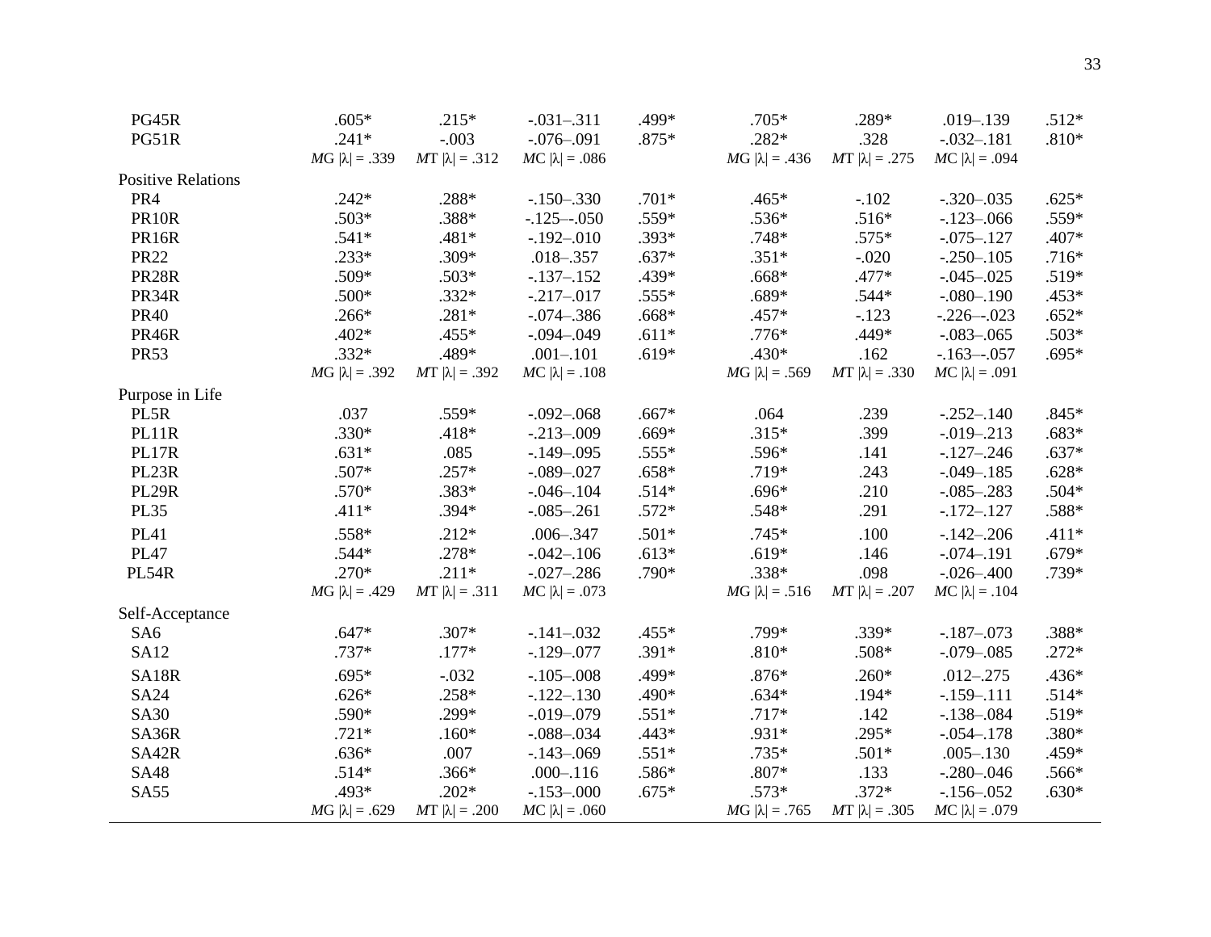| | | | | | | | | |
|---|---|---|---|---|---|---|---|---|
| PG45R | .605* | .215* | -.031–.311 | .499* | .705* | .289* | .019–.139 | .512* |
| PG51R | .241* | -.003 | -.076–.091 | .875* | .282* | .328 | -.032–.181 | .810* |
| | *M*G \|λ\| = .339 | *M*T \|λ\| = .312 | *M*C \|λ\| = .086 | | *M*G \|λ\| = .436 | *M*T \|λ\| = .275 | *M*C \|λ\| = .094 | |
| Positive Relations | | | | | | | | |
| PR4 | .242* | .288* | -.150–.330 | .701* | .465* | -.102 | -.320–.035 | .625* |
| PR10R | .503* | .388* | -.125–-.050 | .559* | .536* | .516* | -.123–.066 | .559* |
| PR16R | .541* | .481* | -.192–.010 | .393* | .748* | .575* | -.075–.127 | .407* |
| PR22 | .233* | .309* | .018–.357 | .637* | .351* | -.020 | -.250–.105 | .716* |
| PR28R | .509* | .503* | -.137–.152 | .439* | .668* | .477* | -.045–.025 | .519* |
| PR34R | .500* | .332* | -.217–.017 | .555* | .689* | .544* | -.080–.190 | .453* |
| PR40 | .266* | .281* | -.074–.386 | .668* | .457* | -.123 | -.226–-.023 | .652* |
| PR46R | .402* | .455* | -.094–.049 | .611* | .776* | .449* | -.083–.065 | .503* |
| PR53 | .332* | .489* | .001–.101 | .619* | .430* | .162 | -.163–-.057 | .695* |
| | *M*G \|λ\| = .392 | *M*T \|λ\| = .392 | *M*C \|λ\| = .108 | | *M*G \|λ\| = .569 | *M*T \|λ\| = .330 | *M*C \|λ\| = .091 | |
| Purpose in Life | | | | | | | | |
| PL5R | .037 | .559* | -.092–.068 | .667* | .064 | .239 | -.252–.140 | .845* |
| PL11R | .330* | .418* | -.213–.009 | .669* | .315* | .399 | -.019–.213 | .683* |
| PL17R | .631* | .085 | -.149–.095 | .555* | .596* | .141 | -.127–.246 | .637* |
| PL23R | .507* | .257* | -.089–.027 | .658* | .719* | .243 | -.049–.185 | .628* |
| PL29R | .570* | .383* | -.046–.104 | .514* | .696* | .210 | -.085–.283 | .504* |
| PL35 | .411* | .394* | -.085–.261 | .572* | .548* | .291 | -.172–.127 | .588* |
| PL41 | .558* | .212* | .006–.347 | .501* | .745* | .100 | -.142–.206 | .411* |
| PL47 | .544* | .278* | -.042–.106 | .613* | .619* | .146 | -.074–.191 | .679* |
| PL54R | .270* | .211* | -.027–.286 | .790* | .338* | .098 | -.026–.400 | .739* |
| | *M*G \|λ\| = .429 | *M*T \|λ\| = .311 | *M*C \|λ\| = .073 | | *M*G \|λ\| = .516 | *M*T \|λ\| = .207 | *M*C \|λ\| = .104 | |
| Self-Acceptance | | | | | | | | |
| SA6 | .647* | .307* | -.141–.032 | .455* | .799* | .339* | -.187–.073 | .388* |
| SA12 | .737* | .177* | -.129–.077 | .391* | .810* | .508* | -.079–.085 | .272* |
| SA18R | .695* | -.032 | -.105–.008 | .499* | .876* | .260* | .012–.275 | .436* |
| SA24 | .626* | .258* | -.122–.130 | .490* | .634* | .194* | -.159–.111 | .514* |
| SA30 | .590* | .299* | -.019–.079 | .551* | .717* | .142 | -.138–.084 | .519* |
| SA36R | .721* | .160* | -.088–.034 | .443* | .931* | .295* | -.054–.178 | .380* |
| SA42R | .636* | .007 | -.143–.069 | .551* | .735* | .501* | .005–.130 | .459* |
| SA48 | .514* | .366* | .000–.116 | .586* | .807* | .133 | -.280–.046 | .566* |
| SA55 | .493* | .202* | -.153–.000 | .675* | .573* | .372* | -.156–.052 | .630* |
| | *M*G \|λ\| = .629 | *M*T \|λ\| = .200 | *M*C \|λ\| = .060 | | *M*G \|λ\| = .765 | *M*T \|λ\| = .305 | *M*C \|λ\| = .079 | |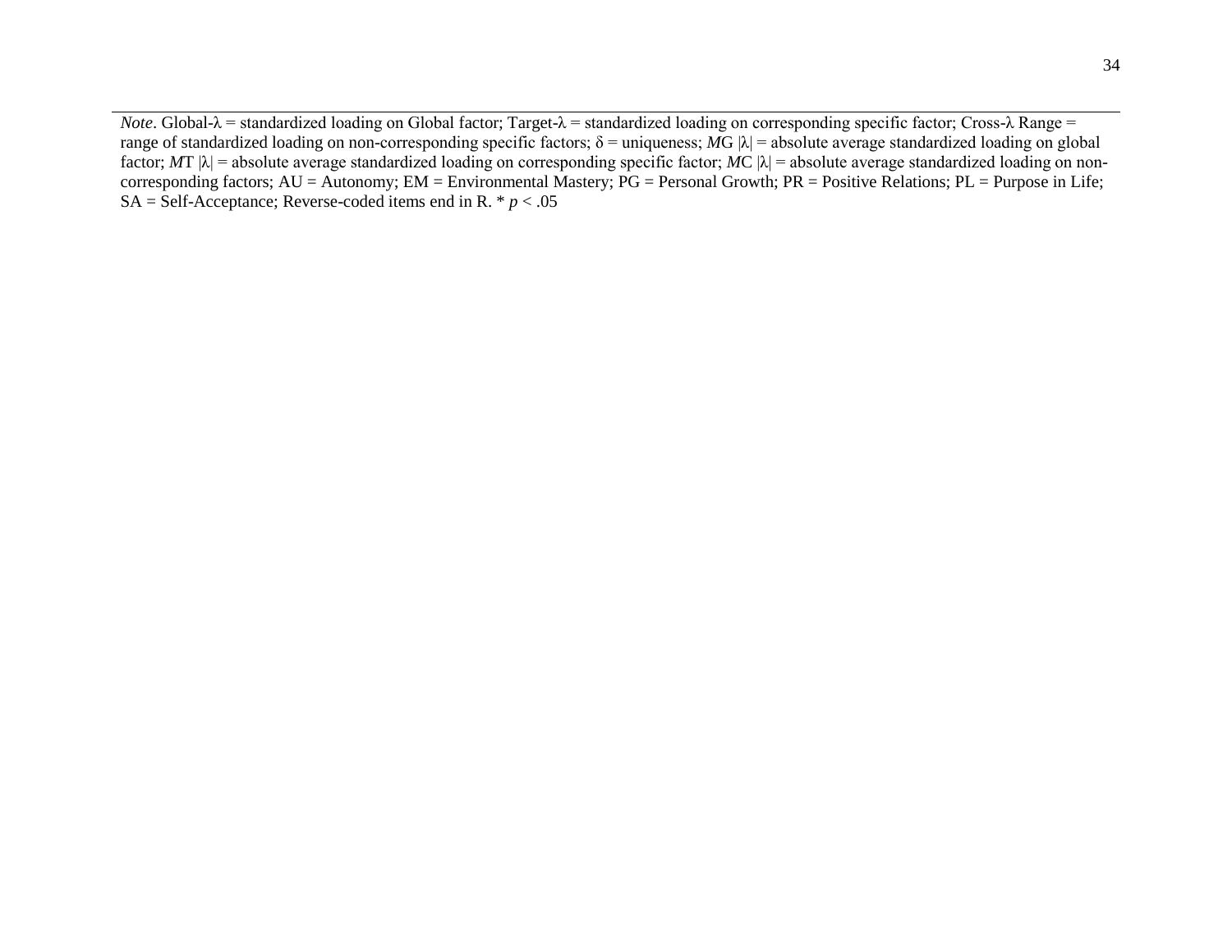*Note*. Global-λ = standardized loading on Global factor; Target-λ = standardized loading on corresponding specific factor; Cross-λ Range = range of standardized loading on non-corresponding specific factors; δ = uniqueness; *M*G |λ| = absolute average standardized loading on global factor; *M*T |λ| = absolute average standardized loading on corresponding specific factor; *M*C |λ| = absolute average standardized loading on non-corresponding factors; AU = Autonomy; EM = Environmental Mastery; PG = Personal Growth; PR = Positive Relations; PL = Purpose in Life; SA = Self-Acceptance; Reverse-coded items end in R. * $p < .05$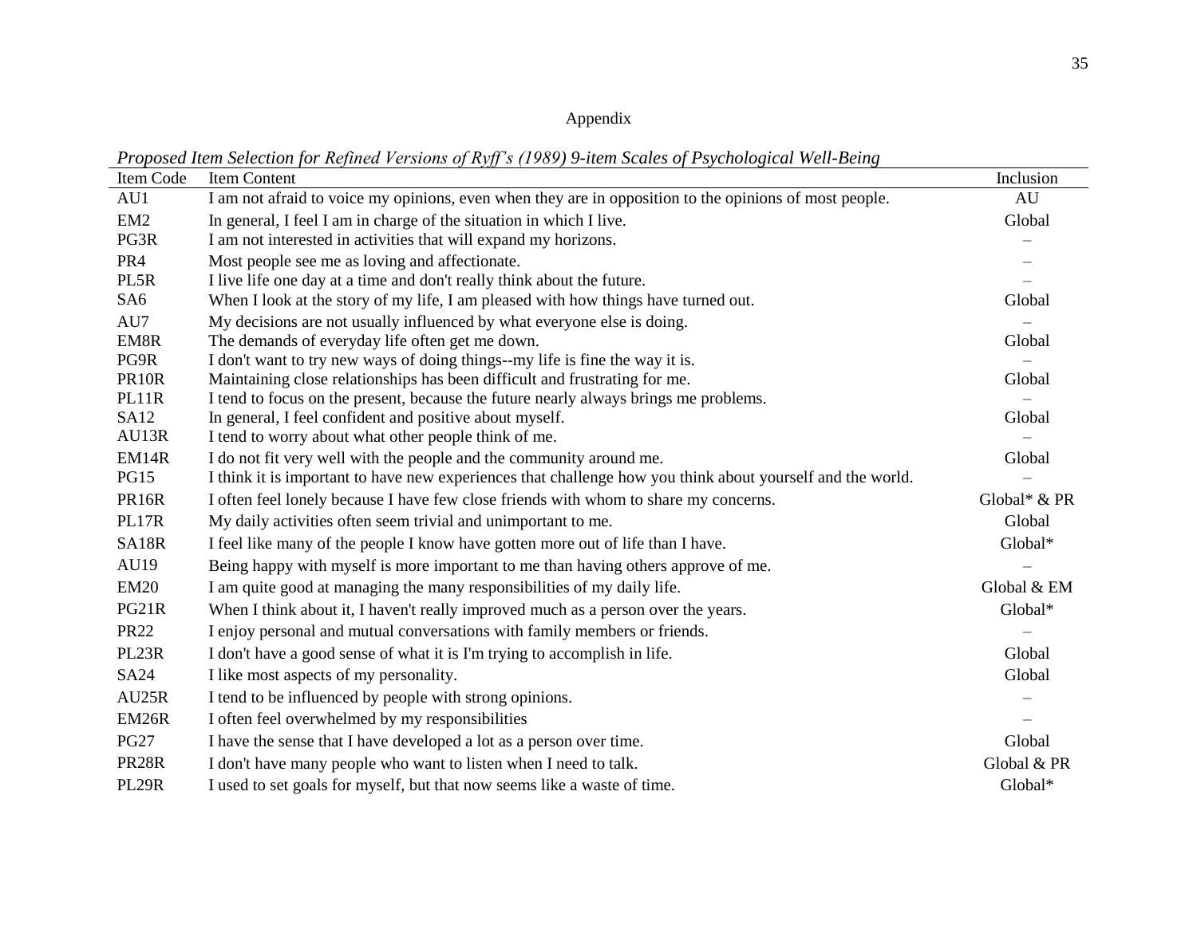Appendix

*Proposed Item Selection for Refined Versions of Ryff's (1989) 9-item Scales of Psychological Well-Being*

| Item Code | Item Content | Inclusion |
|---|---|---|
| AU1 | I am not afraid to voice my opinions, even when they are in opposition to the opinions of most people. | AU |
| EM2 | In general, I feel I am in charge of the situation in which I live. | Global |
| PG3R | I am not interested in activities that will expand my horizons. | – |
| PR4 | Most people see me as loving and affectionate. | – |
| PL5R | I live life one day at a time and don't really think about the future. | – |
| SA6 | When I look at the story of my life, I am pleased with how things have turned out. | Global |
| AU7 | My decisions are not usually influenced by what everyone else is doing. | – |
| EM8R | The demands of everyday life often get me down. | Global |
| PG9R | I don't want to try new ways of doing things--my life is fine the way it is. | – |
| PR10R | Maintaining close relationships has been difficult and frustrating for me. | Global |
| PL11R | I tend to focus on the present, because the future nearly always brings me problems. | – |
| SA12 | In general, I feel confident and positive about myself. | Global |
| AU13R | I tend to worry about what other people think of me. | – |
| EM14R | I do not fit very well with the people and the community around me. | Global |
| PG15 | I think it is important to have new experiences that challenge how you think about yourself and the world. | – |
| PR16R | I often feel lonely because I have few close friends with whom to share my concerns. | Global* & PR |
| PL17R | My daily activities often seem trivial and unimportant to me. | Global |
| SA18R | I feel like many of the people I know have gotten more out of life than I have. | Global* |
| AU19 | Being happy with myself is more important to me than having others approve of me. | – |
| EM20 | I am quite good at managing the many responsibilities of my daily life. | Global & EM |
| PG21R | When I think about it, I haven't really improved much as a person over the years. | Global* |
| PR22 | I enjoy personal and mutual conversations with family members or friends. | – |
| PL23R | I don't have a good sense of what it is I'm trying to accomplish in life. | Global |
| SA24 | I like most aspects of my personality. | Global |
| AU25R | I tend to be influenced by people with strong opinions. | – |
| EM26R | I often feel overwhelmed by my responsibilities | – |
| PG27 | I have the sense that I have developed a lot as a person over time. | Global |
| PR28R | I don't have many people who want to listen when I need to talk. | Global & PR |
| PL29R | I used to set goals for myself, but that now seems like a waste of time. | Global* |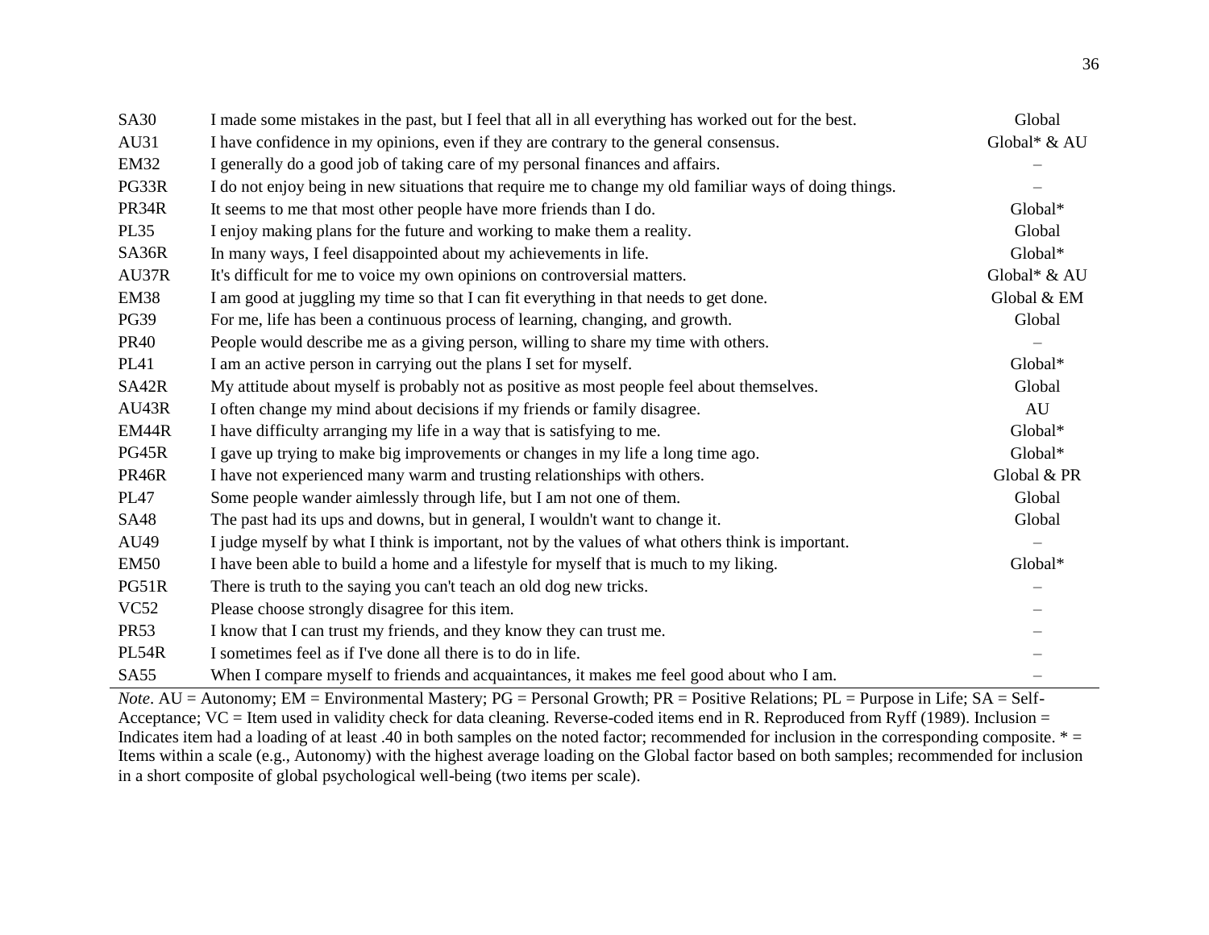| | | |
|---|---|---|
| SA30 | I made some mistakes in the past, but I feel that all in all everything has worked out for the best. | Global |
| AU31 | I have confidence in my opinions, even if they are contrary to the general consensus. | Global* & AU |
| EM32 | I generally do a good job of taking care of my personal finances and affairs. | – |
| PG33R | I do not enjoy being in new situations that require me to change my old familiar ways of doing things. | – |
| PR34R | It seems to me that most other people have more friends than I do. | Global* |
| PL35 | I enjoy making plans for the future and working to make them a reality. | Global |
| SA36R | In many ways, I feel disappointed about my achievements in life. | Global* |
| AU37R | It's difficult for me to voice my own opinions on controversial matters. | Global* & AU |
| EM38 | I am good at juggling my time so that I can fit everything in that needs to get done. | Global & EM |
| PG39 | For me, life has been a continuous process of learning, changing, and growth. | Global |
| PR40 | People would describe me as a giving person, willing to share my time with others. | – |
| PL41 | I am an active person in carrying out the plans I set for myself. | Global* |
| SA42R | My attitude about myself is probably not as positive as most people feel about themselves. | Global |
| AU43R | I often change my mind about decisions if my friends or family disagree. | AU |
| EM44R | I have difficulty arranging my life in a way that is satisfying to me. | Global* |
| PG45R | I gave up trying to make big improvements or changes in my life a long time ago. | Global* |
| PR46R | I have not experienced many warm and trusting relationships with others. | Global & PR |
| PL47 | Some people wander aimlessly through life, but I am not one of them. | Global |
| SA48 | The past had its ups and downs, but in general, I wouldn't want to change it. | Global |
| AU49 | I judge myself by what I think is important, not by the values of what others think is important. | – |
| EM50 | I have been able to build a home and a lifestyle for myself that is much to my liking. | Global* |
| PG51R | There is truth to the saying you can't teach an old dog new tricks. | – |
| VC52 | Please choose strongly disagree for this item. | – |
| PR53 | I know that I can trust my friends, and they know they can trust me. | – |
| PL54R | I sometimes feel as if I've done all there is to do in life. | – |
| SA55 | When I compare myself to friends and acquaintances, it makes me feel good about who I am. | – |

*Note*. AU = Autonomy; EM = Environmental Mastery; PG = Personal Growth; PR = Positive Relations; PL = Purpose in Life; SA = Self-Acceptance; VC = Item used in validity check for data cleaning. Reverse-coded items end in R. Reproduced from Ryff (1989). Inclusion = Indicates item had a loading of at least .40 in both samples on the noted factor; recommended for inclusion in the corresponding composite. * = Items within a scale (e.g., Autonomy) with the highest average loading on the Global factor based on both samples; recommended for inclusion in a short composite of global psychological well-being (two items per scale).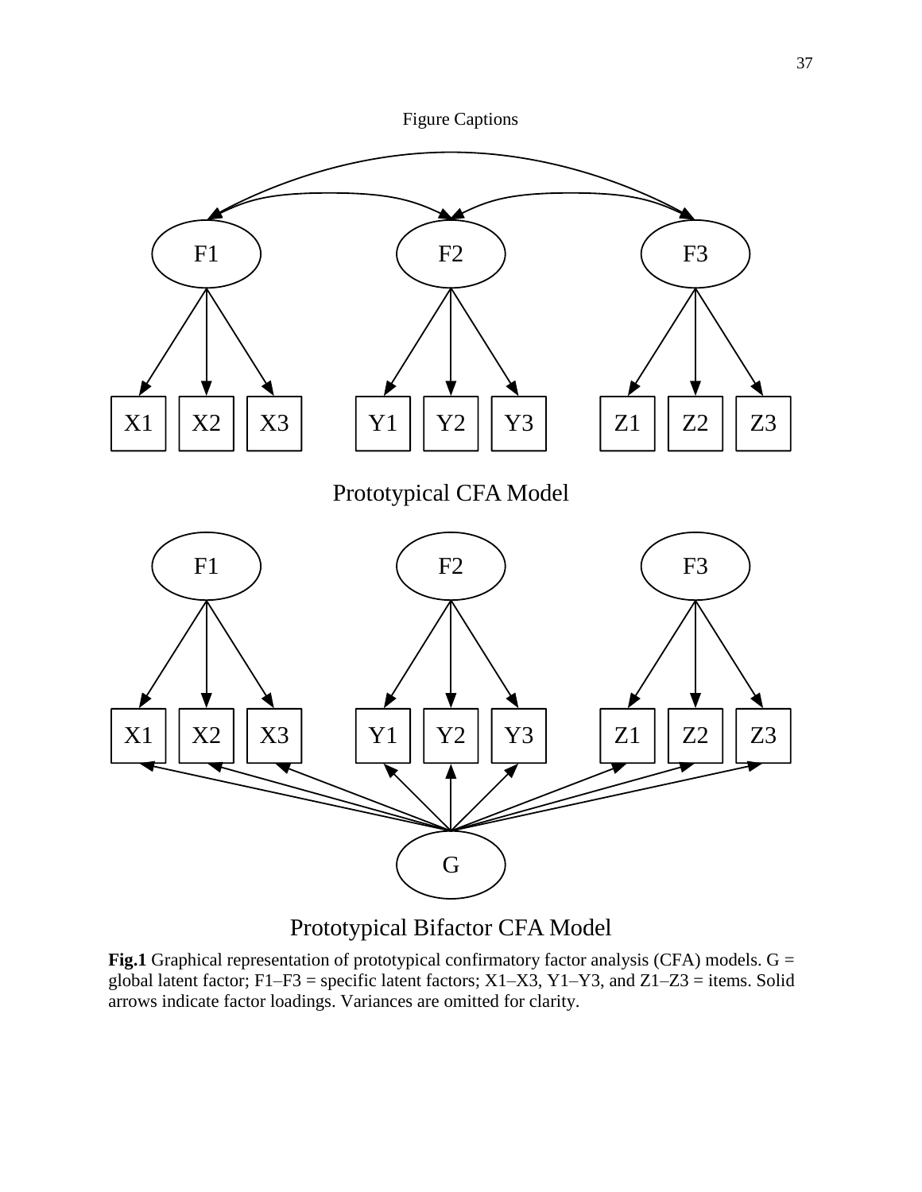Figure Captions

Prototypical CFA Model

Prototypical Bifactor CFA Model

**Fig.1** Graphical representation of prototypical confirmatory factor analysis (CFA) models. G = global latent factor; F1–F3 = specific latent factors; X1–X3, Y1–Y3, and Z1–Z3 = items. Solid arrows indicate factor loadings. Variances are omitted for clarity.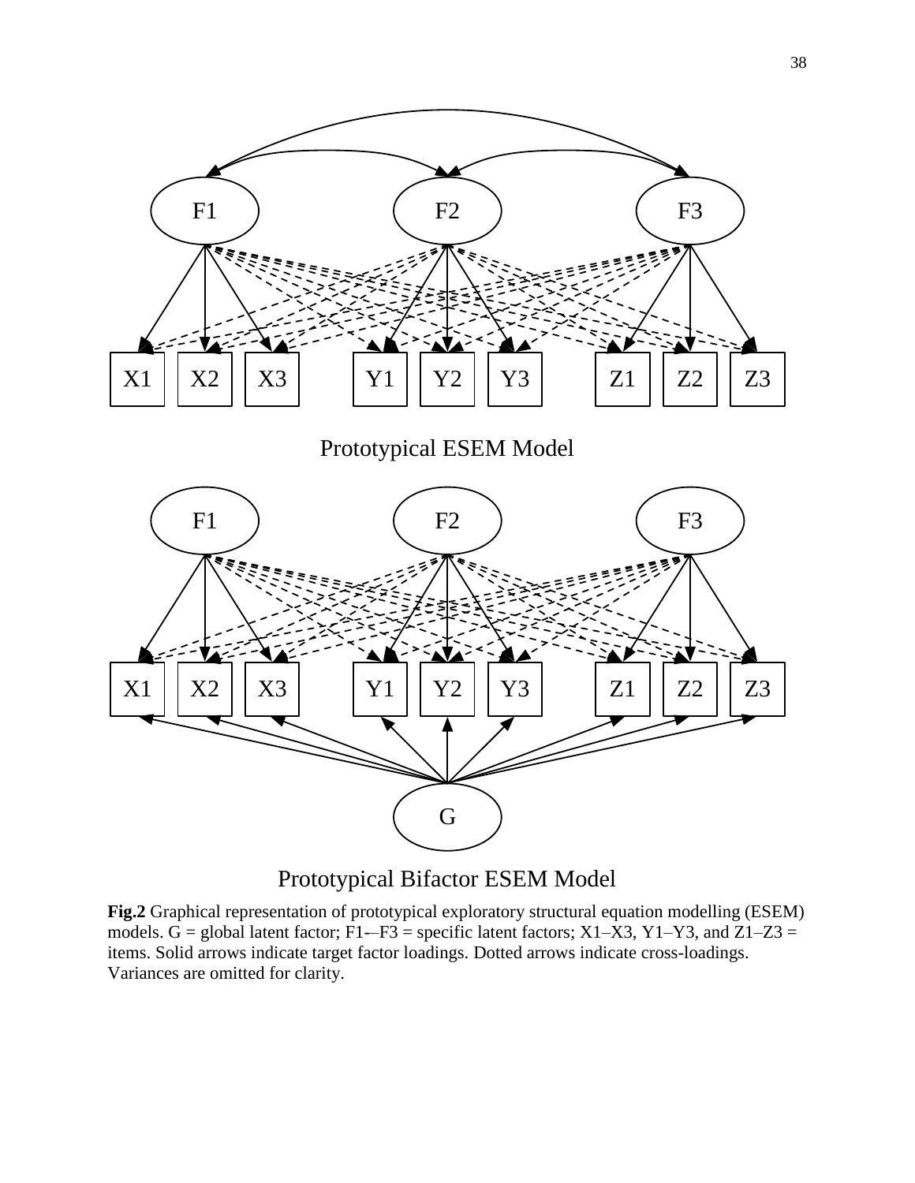F1

F2

F3

X1 X2 X3 Y1 Y2 Y3 Z1 Z2 Z3

Prototypical ESEM Model

F1

F2

F3

X1 X2 X3 Y1 Y2 Y3 Z1 Z2 Z3

G

Prototypical Bifactor ESEM Model

**Fig.2** Graphical representation of prototypical exploratory structural equation modelling (ESEM) models. G = global latent factor; F1-–F3 = specific latent factors; X1–X3, Y1–Y3, and Z1–Z3 = items. Solid arrows indicate target factor loadings. Dotted arrows indicate cross-loadings. Variances are omitted for clarity.